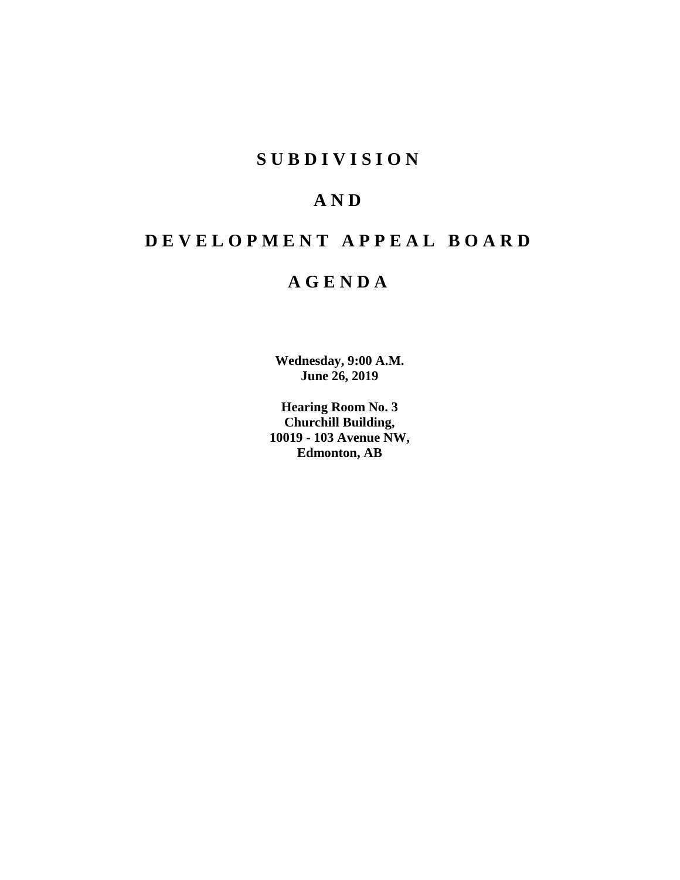# S U B D I V I S I O N

# A N D

# D E V E L O P M E N T   A P P E A L   B O A R D

# A G E N D A

**Wednesday, 9:00 A.M.**
**June 26, 2019**

**Hearing Room No. 3**
**Churchill Building,**
**10019 - 103 Avenue NW,**
**Edmonton, AB**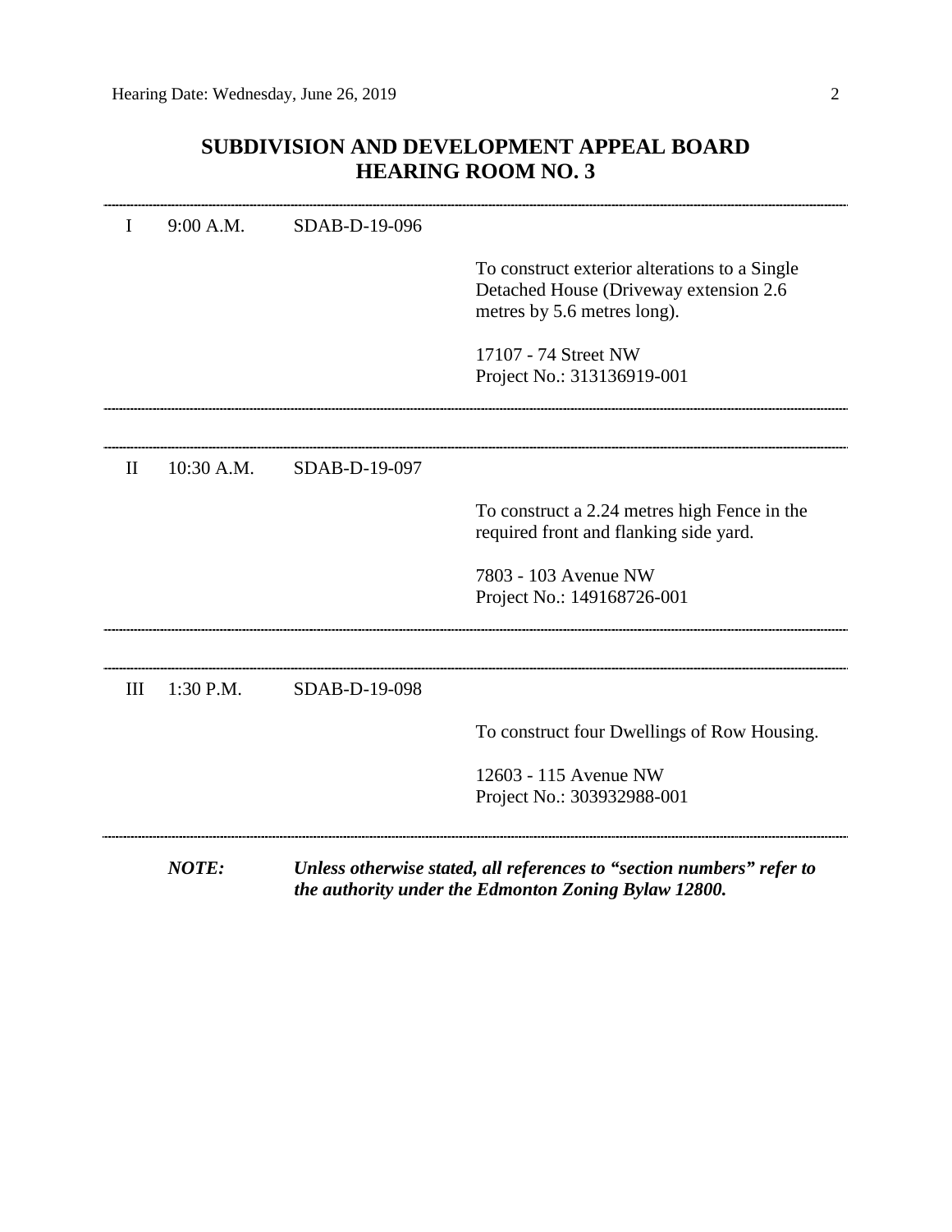## SUBDIVISION AND DEVELOPMENT APPEAL BOARD
## HEARING ROOM NO. 3

---

| | | | |
|---|---|---|---|
| I | 9:00 A.M. | SDAB-D-19-096 | |
| | | | To construct exterior alterations to a Single Detached House (Driveway extension 2.6 metres by 5.6 metres long). |
| | | | 17107 - 74 Street NW<br>Project No.: 313136919-001 |

---

| | | | |
|---|---|---|---|
| II | 10:30 A.M. | SDAB-D-19-097 | |
| | | | To construct a 2.24 metres high Fence in the required front and flanking side yard. |
| | | | 7803 - 103 Avenue NW<br>Project No.: 149168726-001 |

---

| | | | |
|---|---|---|---|
| III | 1:30 P.M. | SDAB-D-19-098 | |
| | | | To construct four Dwellings of Row Housing. |
| | | | 12603 - 115 Avenue NW<br>Project No.: 303932988-001 |

---

***NOTE:*** ***Unless otherwise stated, all references to "section numbers" refer to the authority under the Edmonton Zoning Bylaw 12800.***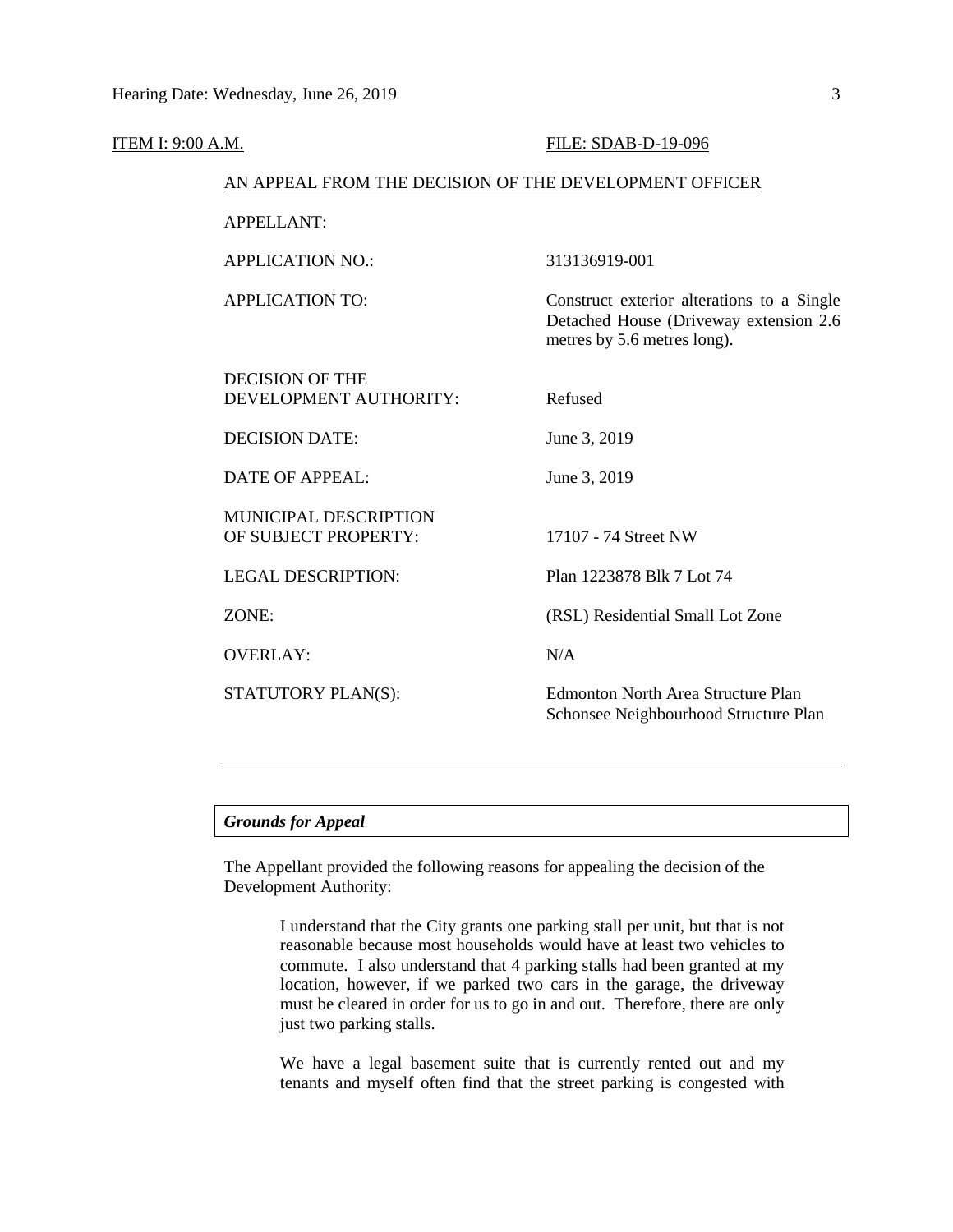ITEM I: 9:00 A.M. FILE: SDAB-D-19-096

AN APPEAL FROM THE DECISION OF THE DEVELOPMENT OFFICER

| | |
|---|---|
| APPELLANT: | |
| APPLICATION NO.: | 313136919-001 |
| APPLICATION TO: | Construct exterior alterations to a Single Detached House (Driveway extension 2.6 metres by 5.6 metres long). |
| DECISION OF THE DEVELOPMENT AUTHORITY: | Refused |
| DECISION DATE: | June 3, 2019 |
| DATE OF APPEAL: | June 3, 2019 |
| MUNICIPAL DESCRIPTION OF SUBJECT PROPERTY: | 17107 - 74 Street NW |
| LEGAL DESCRIPTION: | Plan 1223878 Blk 7 Lot 74 |
| ZONE: | (RSL) Residential Small Lot Zone |
| OVERLAY: | N/A |
| STATUTORY PLAN(S): | Edmonton North Area Structure Plan<br>Schonsee Neighbourhood Structure Plan |

---

***Grounds for Appeal***

The Appellant provided the following reasons for appealing the decision of the Development Authority:

> I understand that the City grants one parking stall per unit, but that is not reasonable because most households would have at least two vehicles to commute. I also understand that 4 parking stalls had been granted at my location, however, if we parked two cars in the garage, the driveway must be cleared in order for us to go in and out. Therefore, there are only just two parking stalls.
>
> We have a legal basement suite that is currently rented out and my tenants and myself often find that the street parking is congested with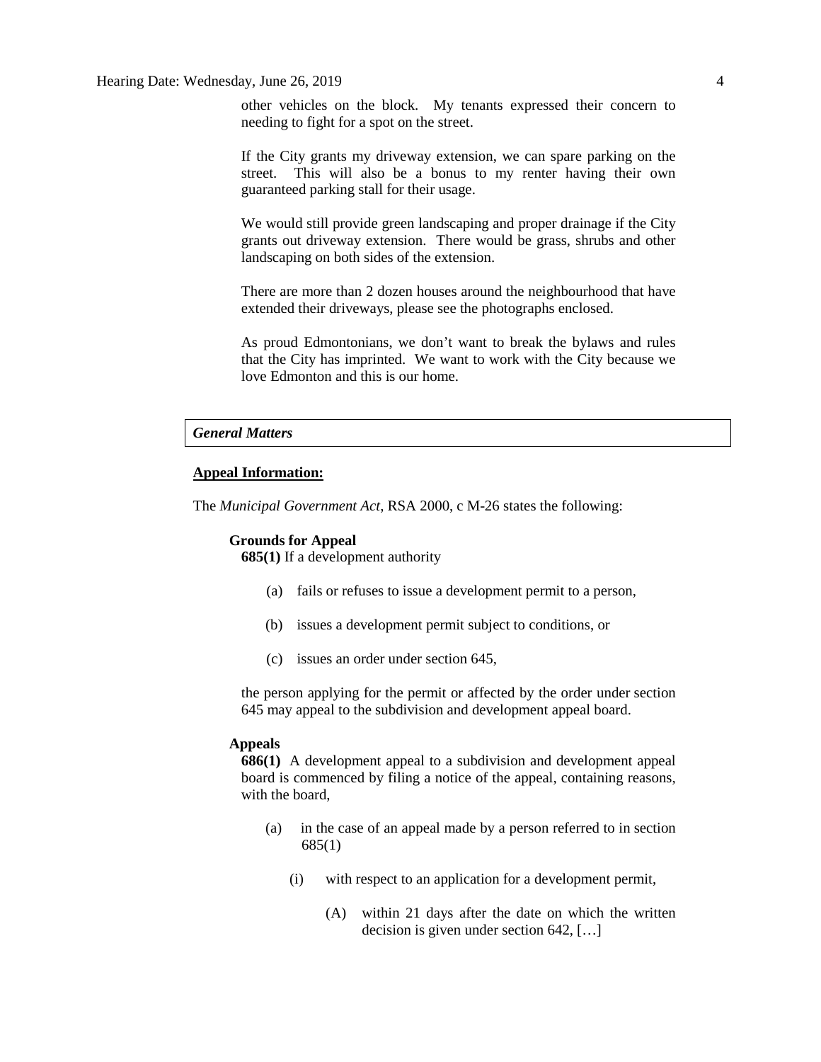other vehicles on the block. My tenants expressed their concern to needing to fight for a spot on the street.

If the City grants my driveway extension, we can spare parking on the street. This will also be a bonus to my renter having their own guaranteed parking stall for their usage.

We would still provide green landscaping and proper drainage if the City grants out driveway extension. There would be grass, shrubs and other landscaping on both sides of the extension.

There are more than 2 dozen houses around the neighbourhood that have extended their driveways, please see the photographs enclosed.

As proud Edmontonians, we don't want to break the bylaws and rules that the City has imprinted. We want to work with the City because we love Edmonton and this is our home.

### *General Matters*

**Appeal Information:**

The *Municipal Government Act*, RSA 2000, c M-26 states the following:

**Grounds for Appeal**

**685(1)** If a development authority

(a) fails or refuses to issue a development permit to a person,

(b) issues a development permit subject to conditions, or

(c) issues an order under section 645,

the person applying for the permit or affected by the order under section 645 may appeal to the subdivision and development appeal board.

**Appeals**

**686(1)** A development appeal to a subdivision and development appeal board is commenced by filing a notice of the appeal, containing reasons, with the board,

(a) in the case of an appeal made by a person referred to in section 685(1)

(i) with respect to an application for a development permit,

(A) within 21 days after the date on which the written decision is given under section 642, […]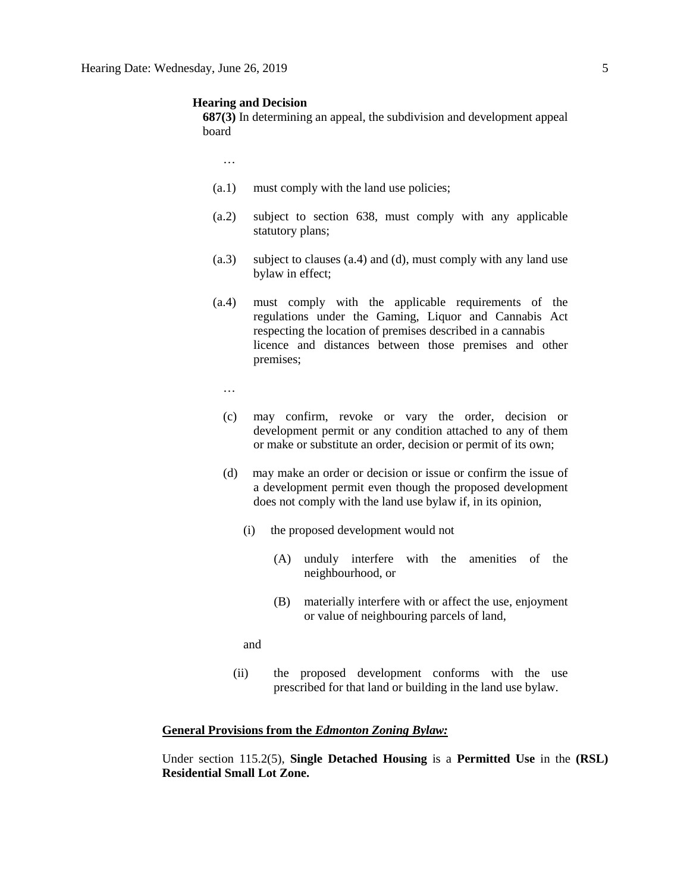**Hearing and Decision**

**687(3)** In determining an appeal, the subdivision and development appeal board

…

(a.1) must comply with the land use policies;

(a.2) subject to section 638, must comply with any applicable statutory plans;

(a.3) subject to clauses (a.4) and (d), must comply with any land use bylaw in effect;

(a.4) must comply with the applicable requirements of the regulations under the Gaming, Liquor and Cannabis Act respecting the location of premises described in a cannabis licence and distances between those premises and other premises;

…

(c) may confirm, revoke or vary the order, decision or development permit or any condition attached to any of them or make or substitute an order, decision or permit of its own;

(d) may make an order or decision or issue or confirm the issue of a development permit even though the proposed development does not comply with the land use bylaw if, in its opinion,

(i) the proposed development would not

(A) unduly interfere with the amenities of the neighbourhood, or

(B) materially interfere with or affect the use, enjoyment or value of neighbouring parcels of land,

and

(ii) the proposed development conforms with the use prescribed for that land or building in the land use bylaw.

**General Provisions from the *Edmonton Zoning Bylaw:***

Under section 115.2(5), **Single Detached Housing** is a **Permitted Use** in the **(RSL) Residential Small Lot Zone.**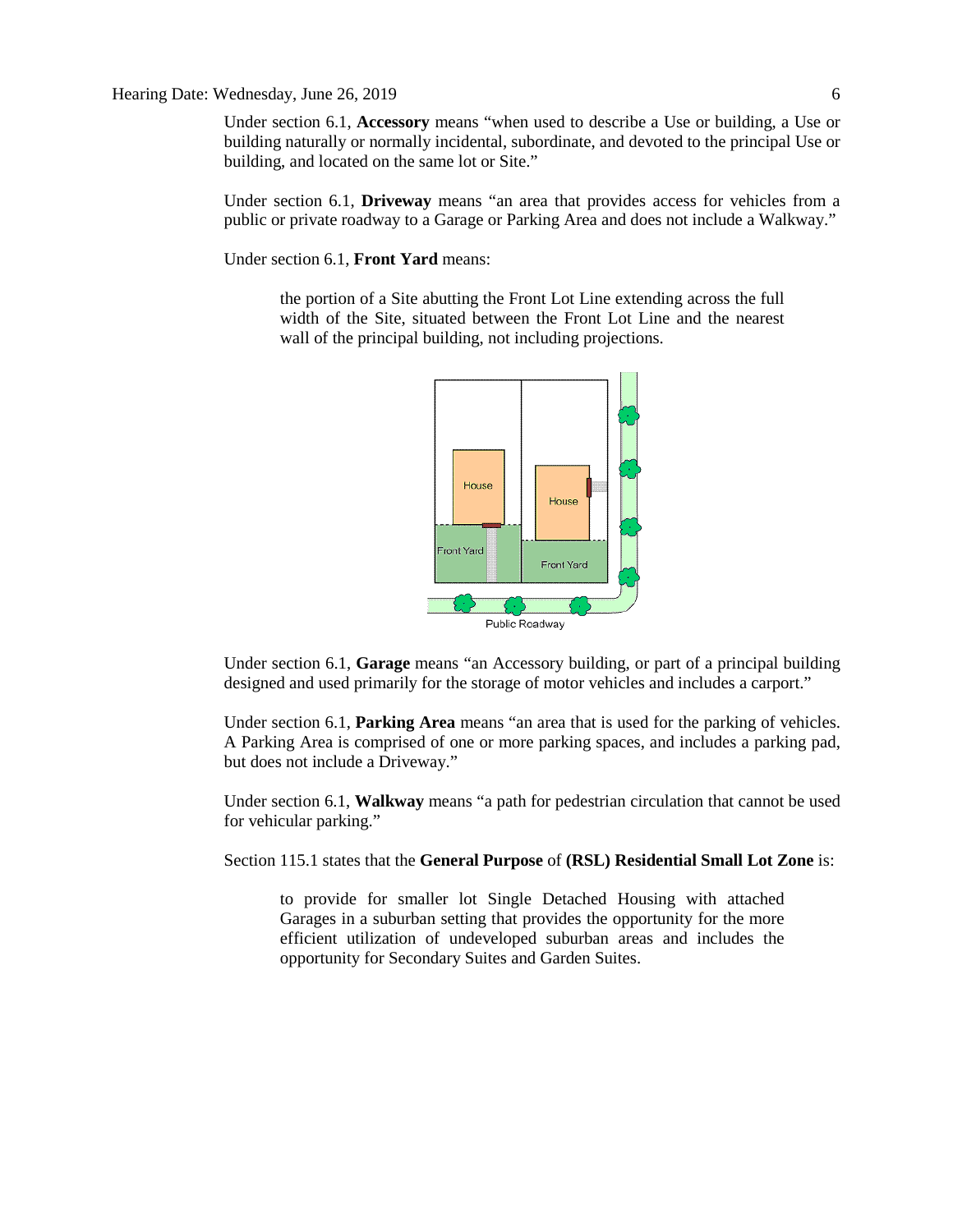Under section 6.1, **Accessory** means "when used to describe a Use or building, a Use or building naturally or normally incidental, subordinate, and devoted to the principal Use or building, and located on the same lot or Site."

Under section 6.1, **Driveway** means "an area that provides access for vehicles from a public or private roadway to a Garage or Parking Area and does not include a Walkway."

Under section 6.1, **Front Yard** means:

> the portion of a Site abutting the Front Lot Line extending across the full width of the Site, situated between the Front Lot Line and the nearest wall of the principal building, not including projections.

Under section 6.1, **Garage** means "an Accessory building, or part of a principal building designed and used primarily for the storage of motor vehicles and includes a carport."

Under section 6.1, **Parking Area** means "an area that is used for the parking of vehicles. A Parking Area is comprised of one or more parking spaces, and includes a parking pad, but does not include a Driveway."

Under section 6.1, **Walkway** means "a path for pedestrian circulation that cannot be used for vehicular parking."

Section 115.1 states that the **General Purpose** of **(RSL) Residential Small Lot Zone** is:

> to provide for smaller lot Single Detached Housing with attached Garages in a suburban setting that provides the opportunity for the more efficient utilization of undeveloped suburban areas and includes the opportunity for Secondary Suites and Garden Suites.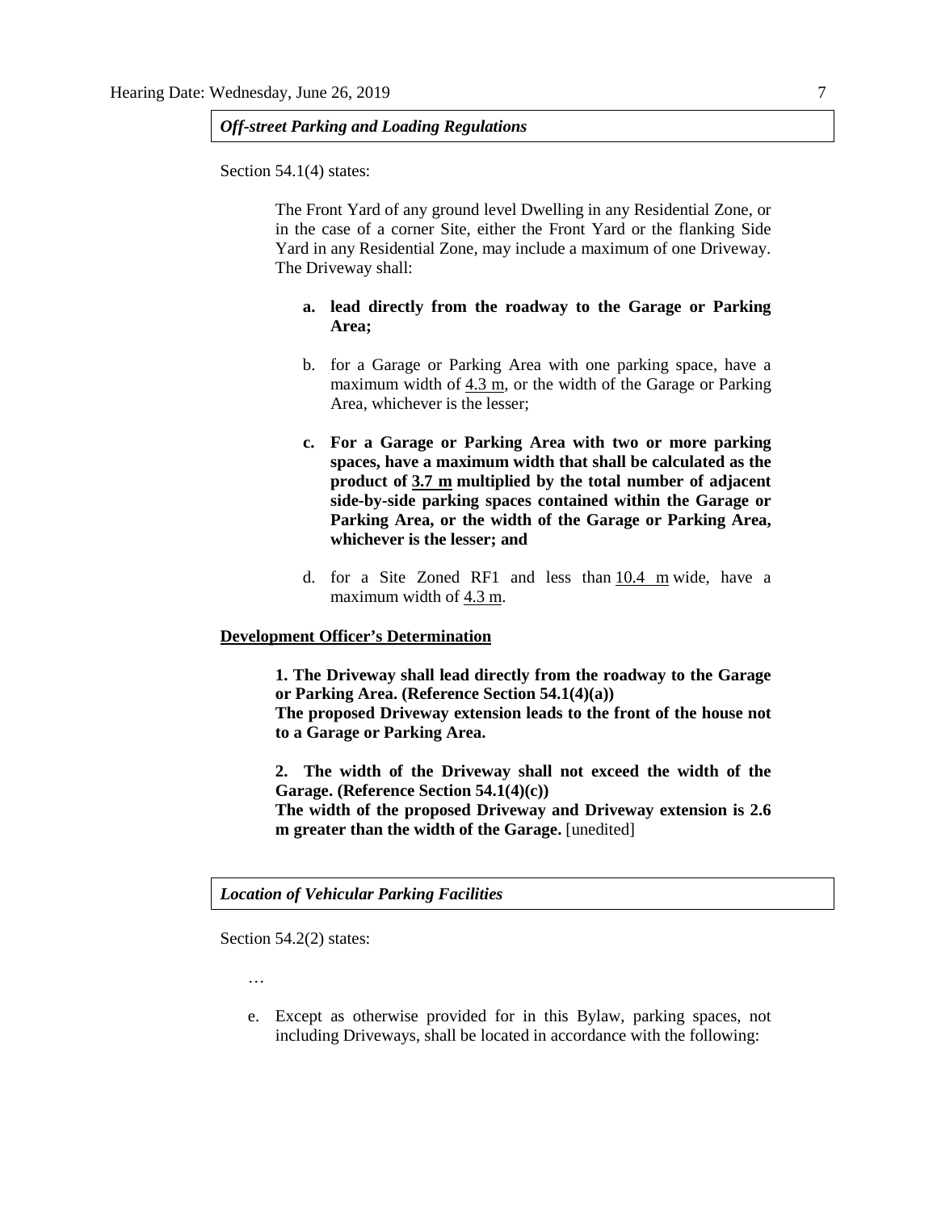***Off-street Parking and Loading Regulations***

Section 54.1(4) states:

> The Front Yard of any ground level Dwelling in any Residential Zone, or in the case of a corner Site, either the Front Yard or the flanking Side Yard in any Residential Zone, may include a maximum of one Driveway. The Driveway shall:
>
> a. **lead directly from the roadway to the Garage or Parking Area;**
>
> b. for a Garage or Parking Area with one parking space, have a maximum width of 4.3 m, or the width of the Garage or Parking Area, whichever is the lesser;
>
> c. **For a Garage or Parking Area with two or more parking spaces, have a maximum width that shall be calculated as the product of 3.7 m multiplied by the total number of adjacent side-by-side parking spaces contained within the Garage or Parking Area, or the width of the Garage or Parking Area, whichever is the lesser; and**
>
> d. for a Site Zoned RF1 and less than 10.4 m wide, have a maximum width of 4.3 m.

**Development Officer's Determination**

> **1. The Driveway shall lead directly from the roadway to the Garage or Parking Area. (Reference Section 54.1(4)(a))**
> **The proposed Driveway extension leads to the front of the house not to a Garage or Parking Area.**
>
> **2. The width of the Driveway shall not exceed the width of the Garage. (Reference Section 54.1(4)(c))**
> **The width of the proposed Driveway and Driveway extension is 2.6 m greater than the width of the Garage.** [unedited]

***Location of Vehicular Parking Facilities***

Section 54.2(2) states:

> …
>
> e. Except as otherwise provided for in this Bylaw, parking spaces, not including Driveways, shall be located in accordance with the following: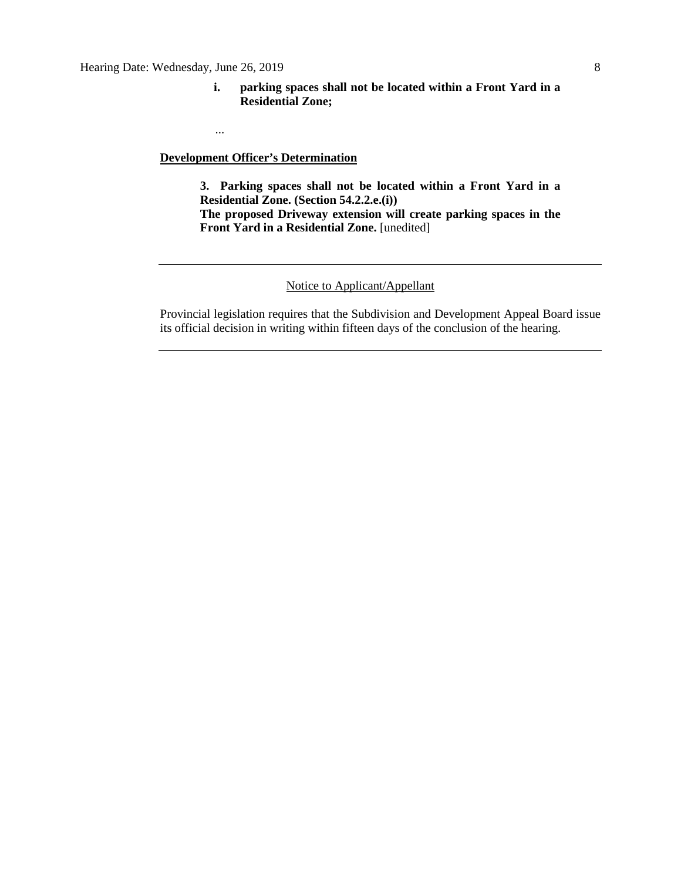**i. parking spaces shall not be located within a Front Yard in a Residential Zone;**

...

**Development Officer's Determination**

**3. Parking spaces shall not be located within a Front Yard in a Residential Zone. (Section 54.2.2.e.(i))**
**The proposed Driveway extension will create parking spaces in the Front Yard in a Residential Zone.** [unedited]

---

Notice to Applicant/Appellant

Provincial legislation requires that the Subdivision and Development Appeal Board issue its official decision in writing within fifteen days of the conclusion of the hearing.

---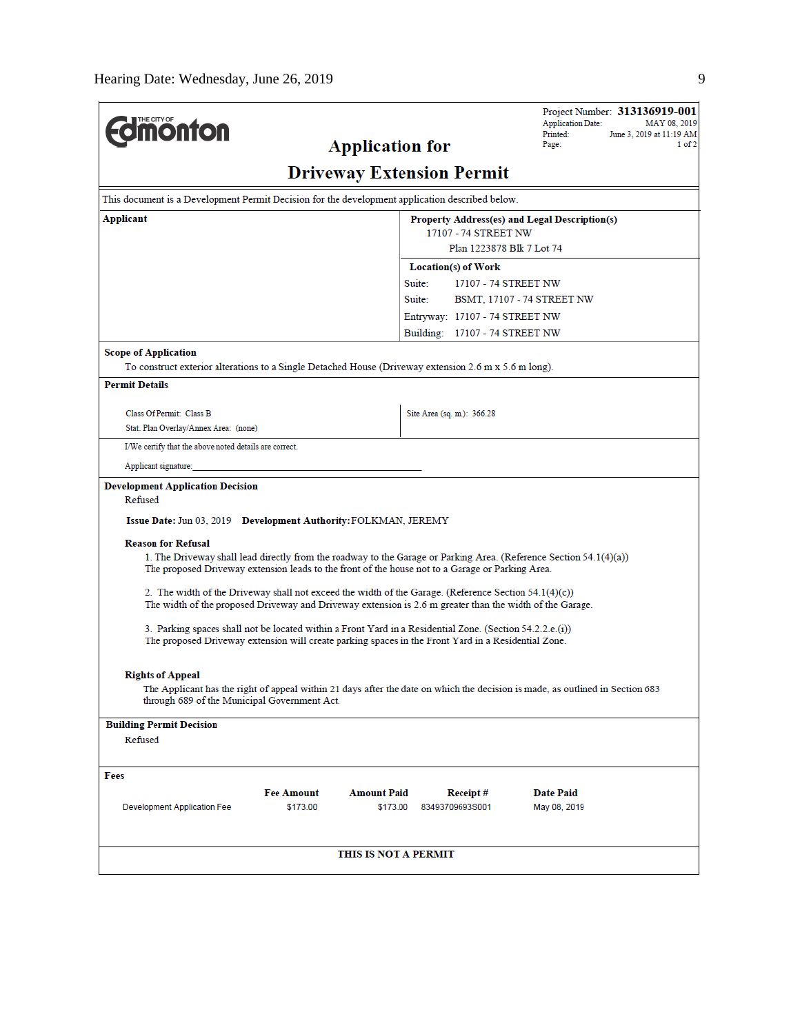THE CITY OF Edmonton

Project Number: **313136919-001**
Application Date: MAY 08, 2019
Printed: June 3, 2019 at 11:19 AM
Page: 1 of 2

# Application for
# Driveway Extension Permit

This document is a Development Permit Decision for the development application described below.

**Applicant**

**Property Address(es) and Legal Description(s)**
17107 - 74 STREET NW
Plan 1223878 Blk 7 Lot 74

**Location(s) of Work**
Suite: 17107 - 74 STREET NW
Suite: BSMT, 17107 - 74 STREET NW
Entryway: 17107 - 74 STREET NW
Building: 17107 - 74 STREET NW

**Scope of Application**

To construct exterior alterations to a Single Detached House (Driveway extension 2.6 m x 5.6 m long).

**Permit Details**

Class Of Permit: Class B
Stat. Plan Overlay/Annex Area: (none)

Site Area (sq. m.): 366.28

I/We certify that the above noted details are correct.

Applicant signature: ____________________________________________

**Development Application Decision**

Refused

**Issue Date:** Jun 03, 2019 **Development Authority:** FOLKMAN, JEREMY

**Reason for Refusal**

1. The Driveway shall lead directly from the roadway to the Garage or Parking Area. (Reference Section 54.1(4)(a))
The proposed Driveway extension leads to the front of the house not to a Garage or Parking Area.

2. The width of the Driveway shall not exceed the width of the Garage. (Reference Section 54.1(4)(c))
The width of the proposed Driveway and Driveway extension is 2.6 m greater than the width of the Garage.

3. Parking spaces shall not be located within a Front Yard in a Residential Zone. (Section 54.2.2.e.(i))
The proposed Driveway extension will create parking spaces in the Front Yard in a Residential Zone.

**Rights of Appeal**

The Applicant has the right of appeal within 21 days after the date on which the decision is made, as outlined in Section 683 through 689 of the Municipal Government Act.

**Building Permit Decision**

Refused

**Fees**

| | Fee Amount | Amount Paid | Receipt # | Date Paid |
|---|---|---|---|---|
| Development Application Fee | $173.00 | $173.00 | 83493709693S001 | May 08, 2019 |

**THIS IS NOT A PERMIT**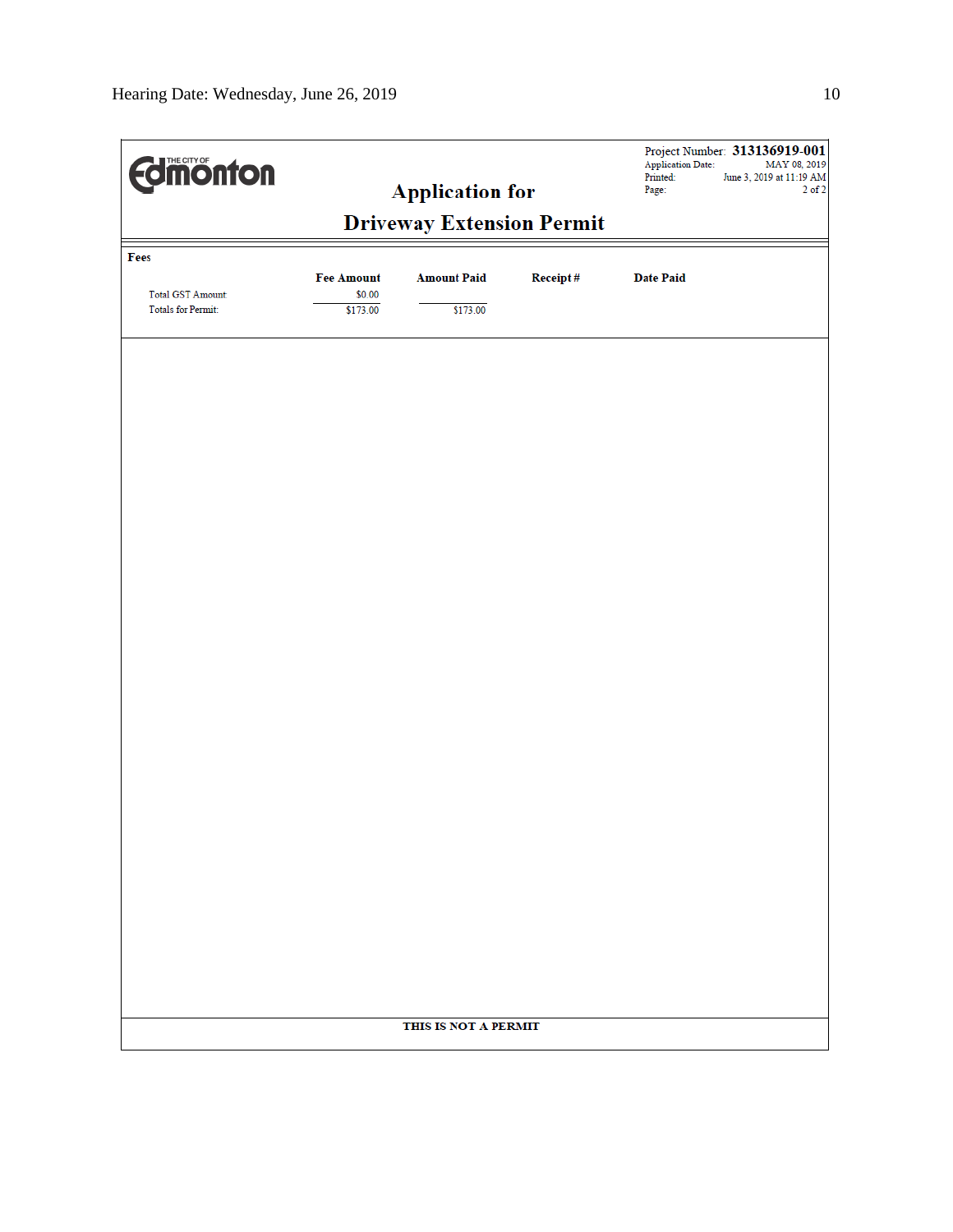THE CITY OF Edmonton

# Application for Driveway Extension Permit

Project Number: **313136919-001**
Application Date: MAY 08, 2019
Printed: June 3, 2019 at 11:19 AM

**Fees**

| | Fee Amount | Amount Paid | Receipt # | Date Paid |
|---|---|---|---|---|
| Total GST Amount: | $0.00 | | | |
| Totals for Permit: | $173.00 | $173.00 | | |

**THIS IS NOT A PERMIT**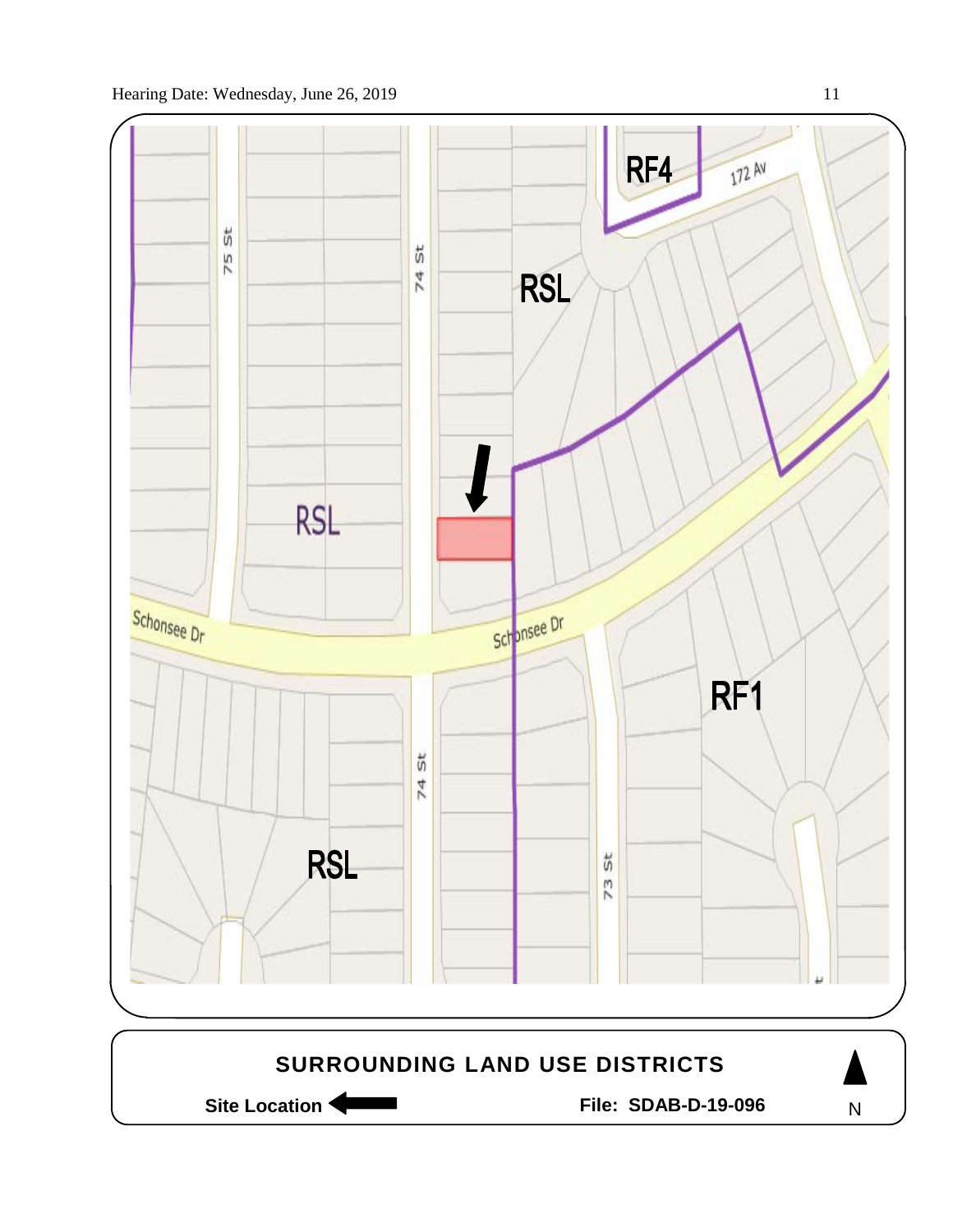RF4

172 Av

75 St

74 St

RSL

RSL

Schonsee Dr

Schonsee Dr

RF1

74 St

73 St

RSL

**SURROUNDING LAND USE DISTRICTS**

**Site Location** ⬅

**File: SDAB-D-19-096**

N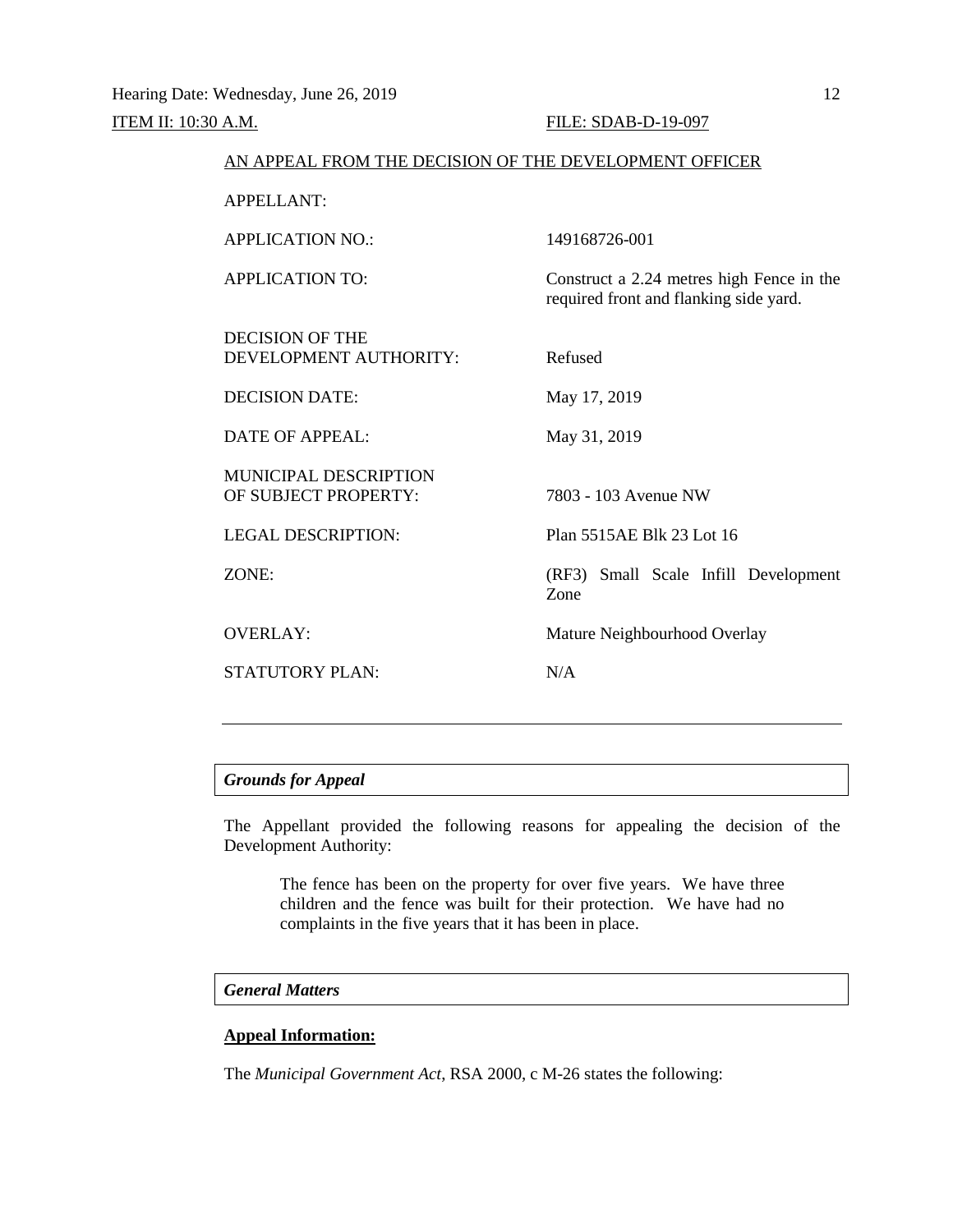Hearing Date: Wednesday, June 26, 2019

ITEM II: 10:30 A.M. FILE: SDAB-D-19-097

AN APPEAL FROM THE DECISION OF THE DEVELOPMENT OFFICER

| | |
|---|---|
| APPELLANT: | |
| APPLICATION NO.: | 149168726-001 |
| APPLICATION TO: | Construct a 2.24 metres high Fence in the required front and flanking side yard. |
| DECISION OF THE DEVELOPMENT AUTHORITY: | Refused |
| DECISION DATE: | May 17, 2019 |
| DATE OF APPEAL: | May 31, 2019 |
| MUNICIPAL DESCRIPTION OF SUBJECT PROPERTY: | 7803 - 103 Avenue NW |
| LEGAL DESCRIPTION: | Plan 5515AE Blk 23 Lot 16 |
| ZONE: | (RF3) Small Scale Infill Development Zone |
| OVERLAY: | Mature Neighbourhood Overlay |
| STATUTORY PLAN: | N/A |

---

***Grounds for Appeal***

The Appellant provided the following reasons for appealing the decision of the Development Authority:

> The fence has been on the property for over five years. We have three children and the fence was built for their protection. We have had no complaints in the five years that it has been in place.

***General Matters***

**Appeal Information:**

The *Municipal Government Act*, RSA 2000, c M-26 states the following: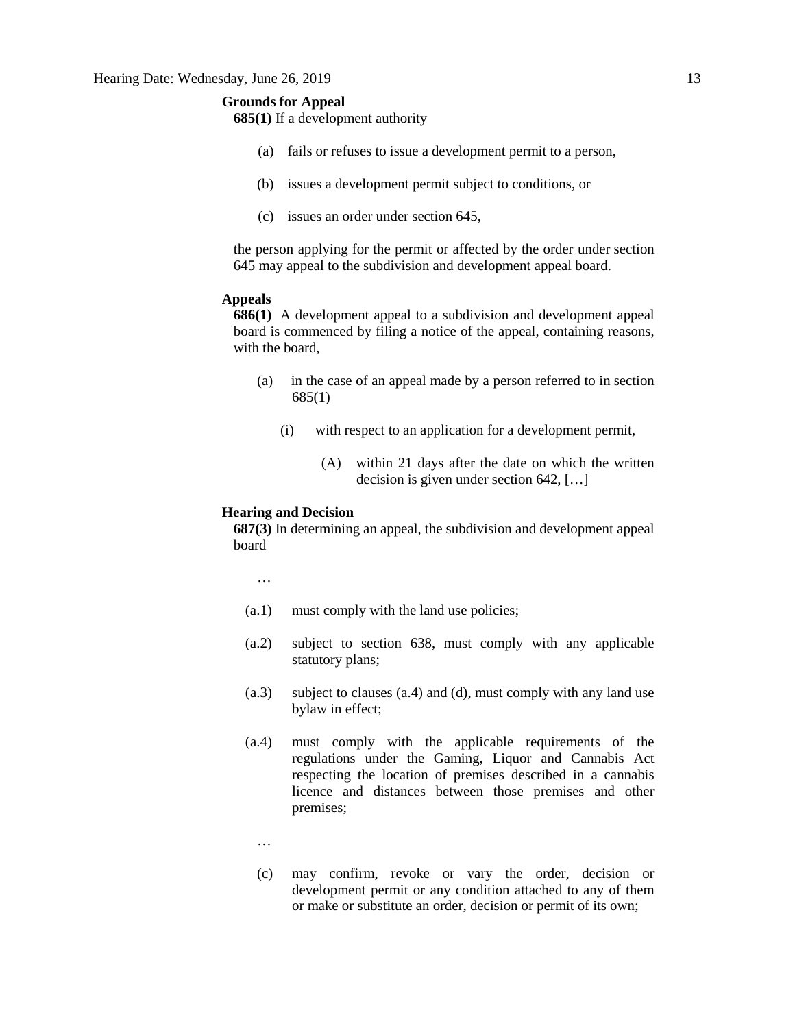**Grounds for Appeal**

**685(1)** If a development authority

(a) fails or refuses to issue a development permit to a person,

(b) issues a development permit subject to conditions, or

(c) issues an order under section 645,

the person applying for the permit or affected by the order under section 645 may appeal to the subdivision and development appeal board.

**Appeals**

**686(1)** A development appeal to a subdivision and development appeal board is commenced by filing a notice of the appeal, containing reasons, with the board,

(a) in the case of an appeal made by a person referred to in section 685(1)

(i) with respect to an application for a development permit,

(A) within 21 days after the date on which the written decision is given under section 642, […]

**Hearing and Decision**

**687(3)** In determining an appeal, the subdivision and development appeal board

…

(a.1) must comply with the land use policies;

(a.2) subject to section 638, must comply with any applicable statutory plans;

(a.3) subject to clauses (a.4) and (d), must comply with any land use bylaw in effect;

(a.4) must comply with the applicable requirements of the regulations under the Gaming, Liquor and Cannabis Act respecting the location of premises described in a cannabis licence and distances between those premises and other premises;

…

(c) may confirm, revoke or vary the order, decision or development permit or any condition attached to any of them or make or substitute an order, decision or permit of its own;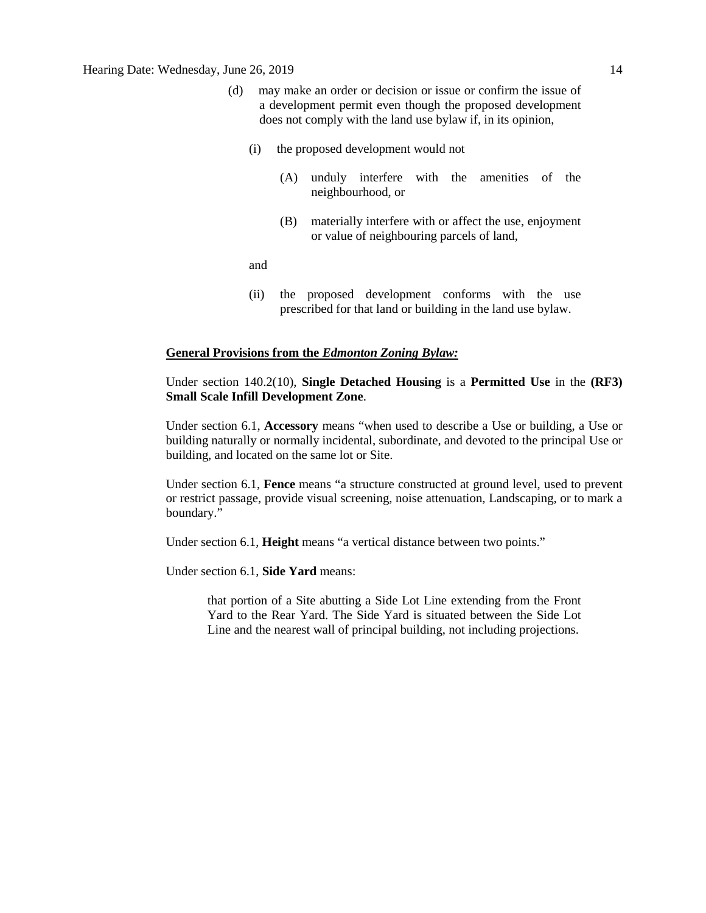(d) may make an order or decision or issue or confirm the issue of a development permit even though the proposed development does not comply with the land use bylaw if, in its opinion,

(i) the proposed development would not

(A) unduly interfere with the amenities of the neighbourhood, or

(B) materially interfere with or affect the use, enjoyment or value of neighbouring parcels of land,

and

(ii) the proposed development conforms with the use prescribed for that land or building in the land use bylaw.

**General Provisions from the *Edmonton Zoning Bylaw:***

Under section 140.2(10), **Single Detached Housing** is a **Permitted Use** in the **(RF3) Small Scale Infill Development Zone**.

Under section 6.1, **Accessory** means "when used to describe a Use or building, a Use or building naturally or normally incidental, subordinate, and devoted to the principal Use or building, and located on the same lot or Site.

Under section 6.1, **Fence** means "a structure constructed at ground level, used to prevent or restrict passage, provide visual screening, noise attenuation, Landscaping, or to mark a boundary."

Under section 6.1, **Height** means "a vertical distance between two points."

Under section 6.1, **Side Yard** means:

> that portion of a Site abutting a Side Lot Line extending from the Front Yard to the Rear Yard. The Side Yard is situated between the Side Lot Line and the nearest wall of principal building, not including projections.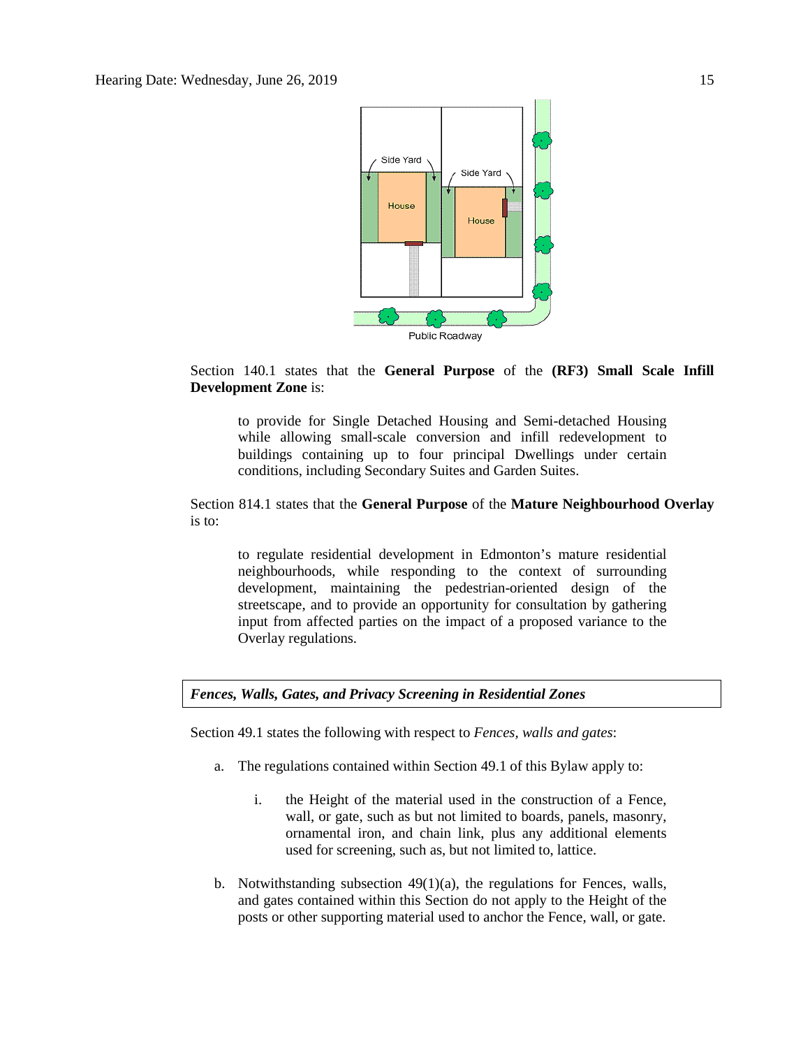Side Yard

Side Yard

House

House

Public Roadway

Section 140.1 states that the **General Purpose** of the **(RF3) Small Scale Infill Development Zone** is:

> to provide for Single Detached Housing and Semi-detached Housing while allowing small-scale conversion and infill redevelopment to buildings containing up to four principal Dwellings under certain conditions, including Secondary Suites and Garden Suites.

Section 814.1 states that the **General Purpose** of the **Mature Neighbourhood Overlay** is to:

> to regulate residential development in Edmonton's mature residential neighbourhoods, while responding to the context of surrounding development, maintaining the pedestrian-oriented design of the streetscape, and to provide an opportunity for consultation by gathering input from affected parties on the impact of a proposed variance to the Overlay regulations.

***Fences, Walls, Gates, and Privacy Screening in Residential Zones***

Section 49.1 states the following with respect to *Fences, walls and gates*:

a. The regulations contained within Section 49.1 of this Bylaw apply to:

   i. the Height of the material used in the construction of a Fence, wall, or gate, such as but not limited to boards, panels, masonry, ornamental iron, and chain link, plus any additional elements used for screening, such as, but not limited to, lattice.

b. Notwithstanding subsection 49(1)(a), the regulations for Fences, walls, and gates contained within this Section do not apply to the Height of the posts or other supporting material used to anchor the Fence, wall, or gate.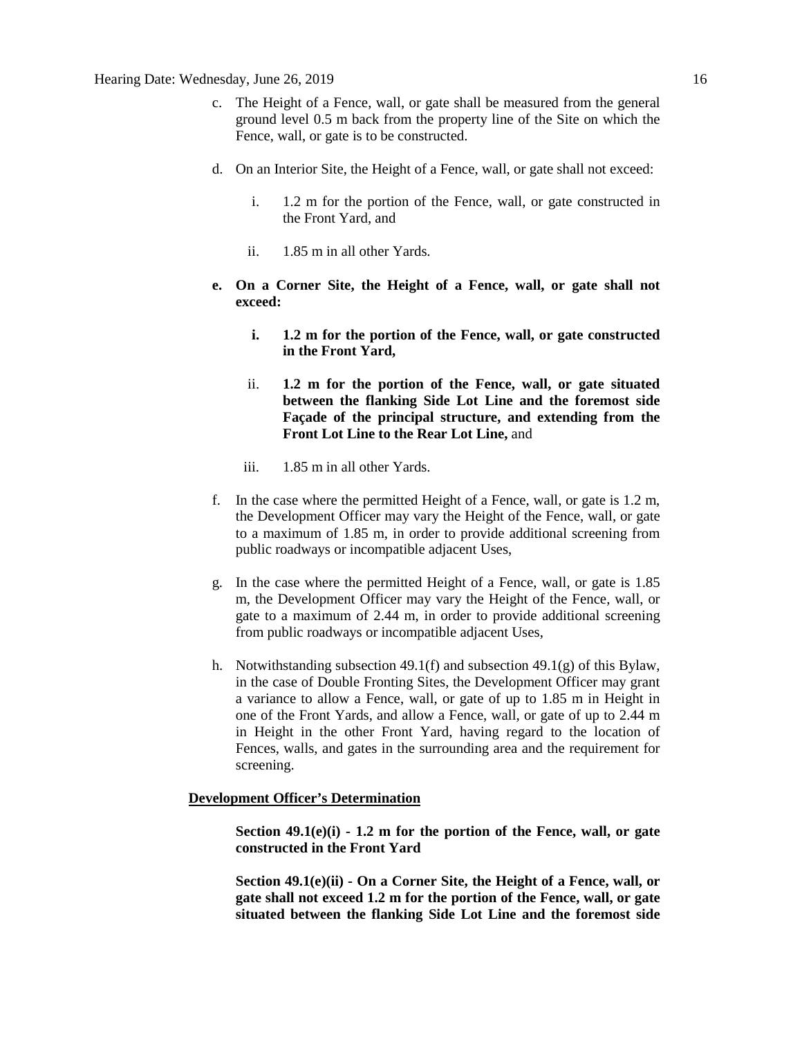c. The Height of a Fence, wall, or gate shall be measured from the general ground level 0.5 m back from the property line of the Site on which the Fence, wall, or gate is to be constructed.

d. On an Interior Site, the Height of a Fence, wall, or gate shall not exceed:

    i. 1.2 m for the portion of the Fence, wall, or gate constructed in the Front Yard, and

    ii. 1.85 m in all other Yards.

**e. On a Corner Site, the Height of a Fence, wall, or gate shall not exceed:**

   **i. 1.2 m for the portion of the Fence, wall, or gate constructed in the Front Yard,**

   ii. **1.2 m for the portion of the Fence, wall, or gate situated between the flanking Side Lot Line and the foremost side Façade of the principal structure, and extending from the Front Lot Line to the Rear Lot Line,** and

   iii. 1.85 m in all other Yards.

f. In the case where the permitted Height of a Fence, wall, or gate is 1.2 m, the Development Officer may vary the Height of the Fence, wall, or gate to a maximum of 1.85 m, in order to provide additional screening from public roadways or incompatible adjacent Uses,

g. In the case where the permitted Height of a Fence, wall, or gate is 1.85 m, the Development Officer may vary the Height of the Fence, wall, or gate to a maximum of 2.44 m, in order to provide additional screening from public roadways or incompatible adjacent Uses,

h. Notwithstanding subsection 49.1(f) and subsection 49.1(g) of this Bylaw, in the case of Double Fronting Sites, the Development Officer may grant a variance to allow a Fence, wall, or gate of up to 1.85 m in Height in one of the Front Yards, and allow a Fence, wall, or gate of up to 2.44 m in Height in the other Front Yard, having regard to the location of Fences, walls, and gates in the surrounding area and the requirement for screening.

**<u>Development Officer's Determination</u>**

**Section 49.1(e)(i) - 1.2 m for the portion of the Fence, wall, or gate constructed in the Front Yard**

**Section 49.1(e)(ii) - On a Corner Site, the Height of a Fence, wall, or gate shall not exceed 1.2 m for the portion of the Fence, wall, or gate situated between the flanking Side Lot Line and the foremost side**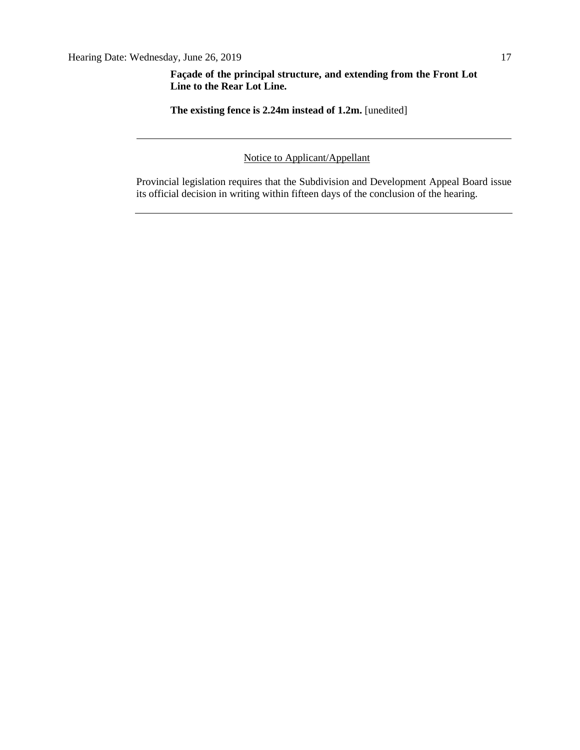**Façade of the principal structure, and extending from the Front Lot Line to the Rear Lot Line.**

**The existing fence is 2.24m instead of 1.2m.** [unedited]

---

Notice to Applicant/Appellant

Provincial legislation requires that the Subdivision and Development Appeal Board issue its official decision in writing within fifteen days of the conclusion of the hearing.

---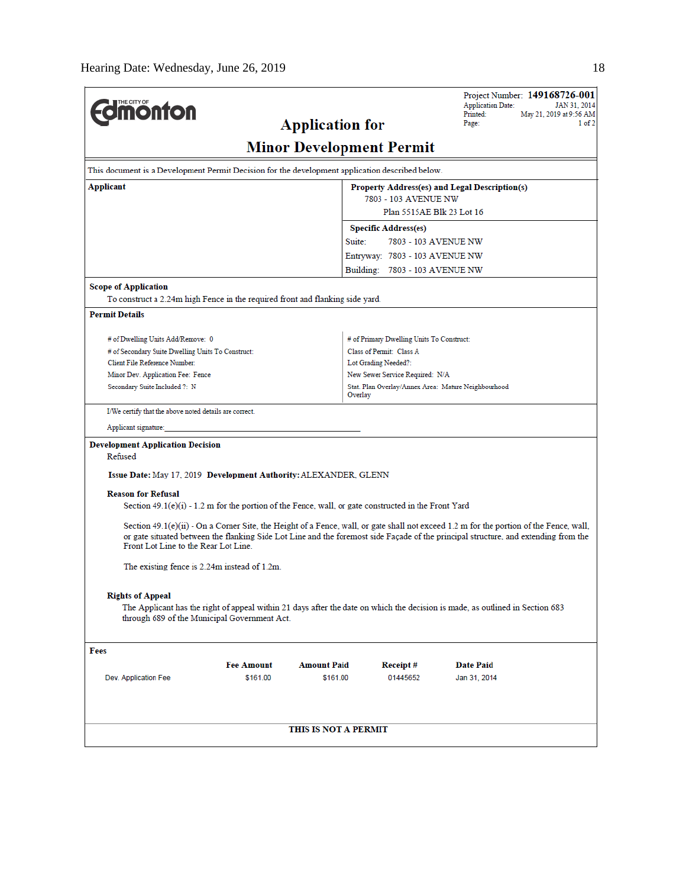THE CITY OF Edmonton

# Application for

# Minor Development Permit

Project Number: **149168726-001**
Application Date: JAN 31, 2014
Printed: May 21, 2019 at 9:56 AM
Page: 1 of 2

This document is a Development Permit Decision for the development application described below.

**Applicant**

**Property Address(es) and Legal Description(s)**
7803 - 103 AVENUE NW
Plan 5515AE Blk 23 Lot 16

**Specific Address(es)**
Suite: 7803 - 103 AVENUE NW
Entryway: 7803 - 103 AVENUE NW
Building: 7803 - 103 AVENUE NW

**Scope of Application**

To construct a 2.24m high Fence in the required front and flanking side yard.

**Permit Details**

# of Dwelling Units Add/Remove: 0
# of Secondary Suite Dwelling Units To Construct:
Client File Reference Number:
Minor Dev. Application Fee: Fence
Secondary Suite Included ?: N

# of Primary Dwelling Units To Construct:
Class of Permit: Class A
Lot Grading Needed?:
New Sewer Service Required: N/A
Stat. Plan Overlay/Annex Area: Mature Neighbourhood Overlay

I/We certify that the above noted details are correct.

Applicant signature:______________________________

**Development Application Decision**

Refused

**Issue Date:** May 17, 2019 **Development Authority:** ALEXANDER, GLENN

**Reason for Refusal**

Section 49.1(e)(i) - 1.2 m for the portion of the Fence, wall, or gate constructed in the Front Yard

Section 49.1(e)(ii) - On a Corner Site, the Height of a Fence, wall, or gate shall not exceed 1.2 m for the portion of the Fence, wall, or gate situated between the flanking Side Lot Line and the foremost side Façade of the principal structure, and extending from the Front Lot Line to the Rear Lot Line.

The existing fence is 2.24m instead of 1.2m.

**Rights of Appeal**

The Applicant has the right of appeal within 21 days after the date on which the decision is made, as outlined in Section 683 through 689 of the Municipal Government Act.

**Fees**

| | Fee Amount | Amount Paid | Receipt # | Date Paid |
|---|---|---|---|---|
| Dev. Application Fee | $161.00 | $161.00 | 01445652 | Jan 31, 2014 |

**THIS IS NOT A PERMIT**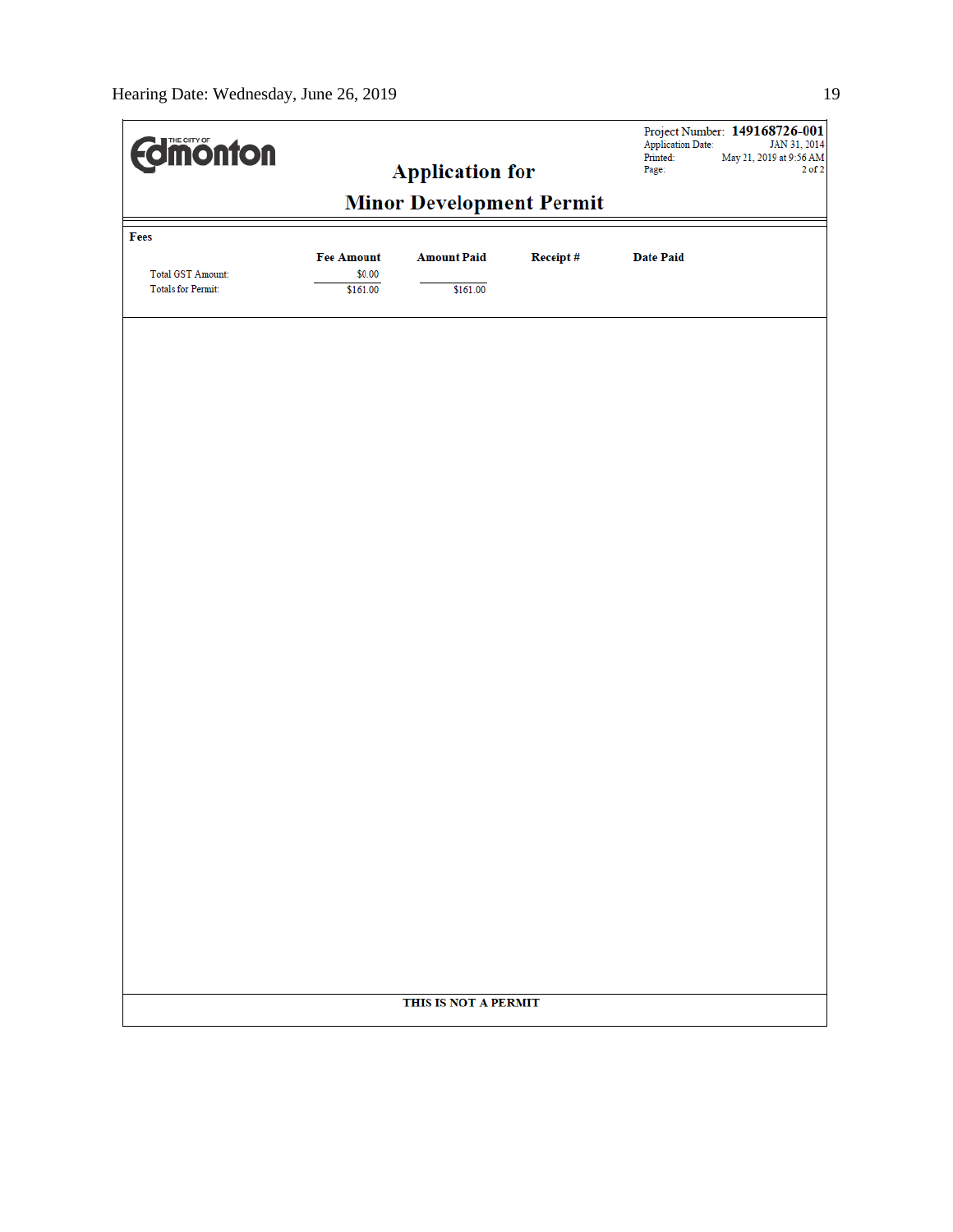THE CITY OF Edmonton

# Application for Minor Development Permit

Project Number: **149168726-001**
Application Date: JAN 31, 2014
Printed: May 21, 2019 at 9:56 AM
Page: 2 of 2

**Fees**

| | Fee Amount | Amount Paid | Receipt # | Date Paid |
|---|---|---|---|---|
| Total GST Amount: | $0.00 | | | |
| Totals for Permit: | $161.00 | $161.00 | | |

**THIS IS NOT A PERMIT**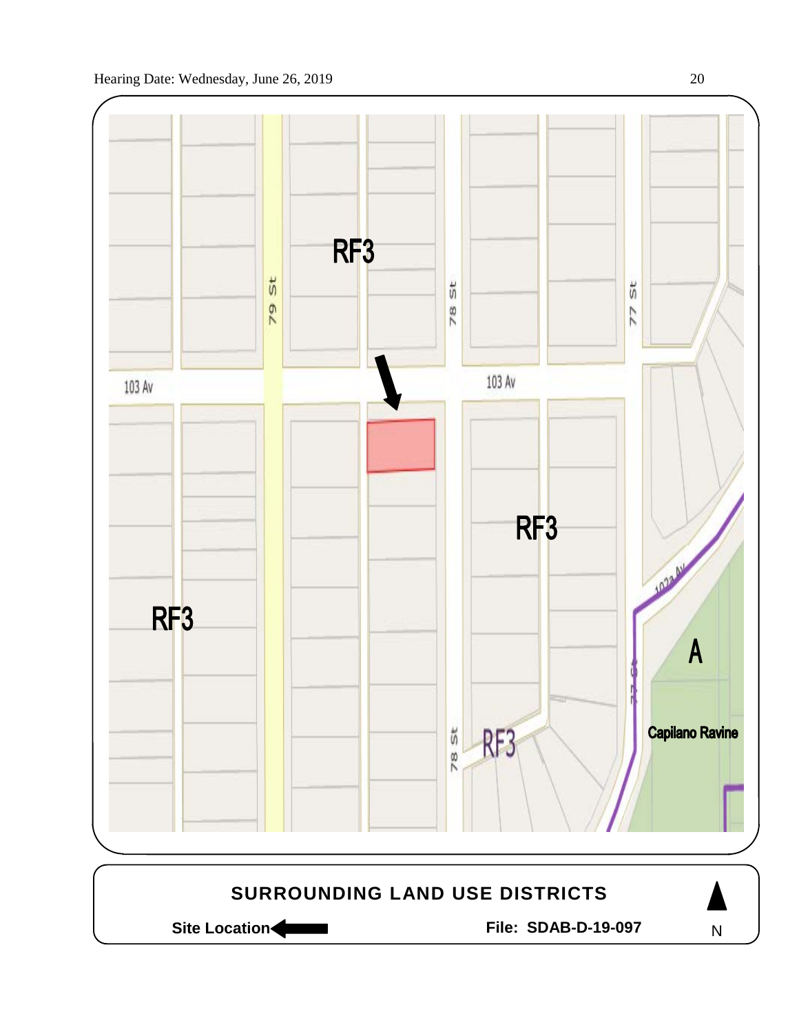RF3

79 St

78 St

77 St

103 Av

103 Av

RF3

RF3

1023 Av

A

77 St

78 St

RF3

Capilano Ravine

**SURROUNDING LAND USE DISTRICTS**

**Site Location** ←

**File: SDAB-D-19-097**

N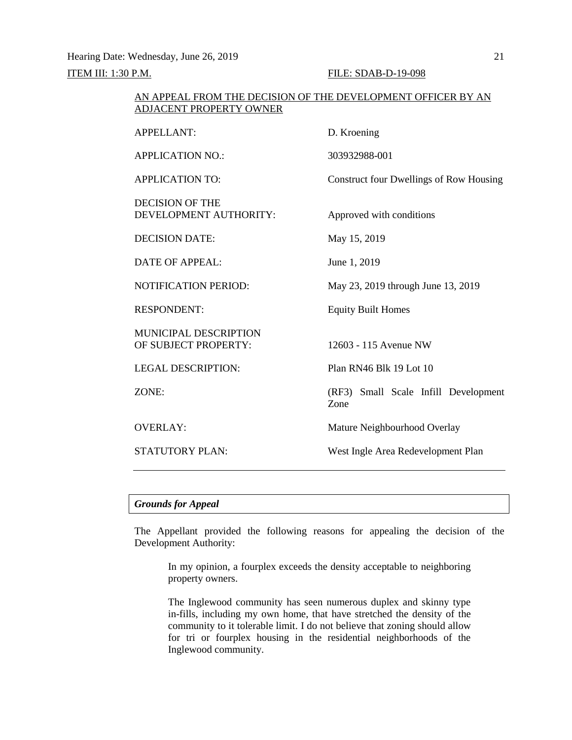Hearing Date: Wednesday, June 26, 2019

ITEM III: 1:30 P.M. FILE: SDAB-D-19-098

AN APPEAL FROM THE DECISION OF THE DEVELOPMENT OFFICER BY AN ADJACENT PROPERTY OWNER

| | |
|---|---|
| APPELLANT: | D. Kroening |
| APPLICATION NO.: | 303932988-001 |
| APPLICATION TO: | Construct four Dwellings of Row Housing |
| DECISION OF THE DEVELOPMENT AUTHORITY: | Approved with conditions |
| DECISION DATE: | May 15, 2019 |
| DATE OF APPEAL: | June 1, 2019 |
| NOTIFICATION PERIOD: | May 23, 2019 through June 13, 2019 |
| RESPONDENT: | Equity Built Homes |
| MUNICIPAL DESCRIPTION OF SUBJECT PROPERTY: | 12603 - 115 Avenue NW |
| LEGAL DESCRIPTION: | Plan RN46 Blk 19 Lot 10 |
| ZONE: | (RF3) Small Scale Infill Development Zone |
| OVERLAY: | Mature Neighbourhood Overlay |
| STATUTORY PLAN: | West Ingle Area Redevelopment Plan |

---

### *Grounds for Appeal*

The Appellant provided the following reasons for appealing the decision of the Development Authority:

> In my opinion, a fourplex exceeds the density acceptable to neighboring property owners.
>
> The Inglewood community has seen numerous duplex and skinny type in-fills, including my own home, that have stretched the density of the community to it tolerable limit. I do not believe that zoning should allow for tri or fourplex housing in the residential neighborhoods of the Inglewood community.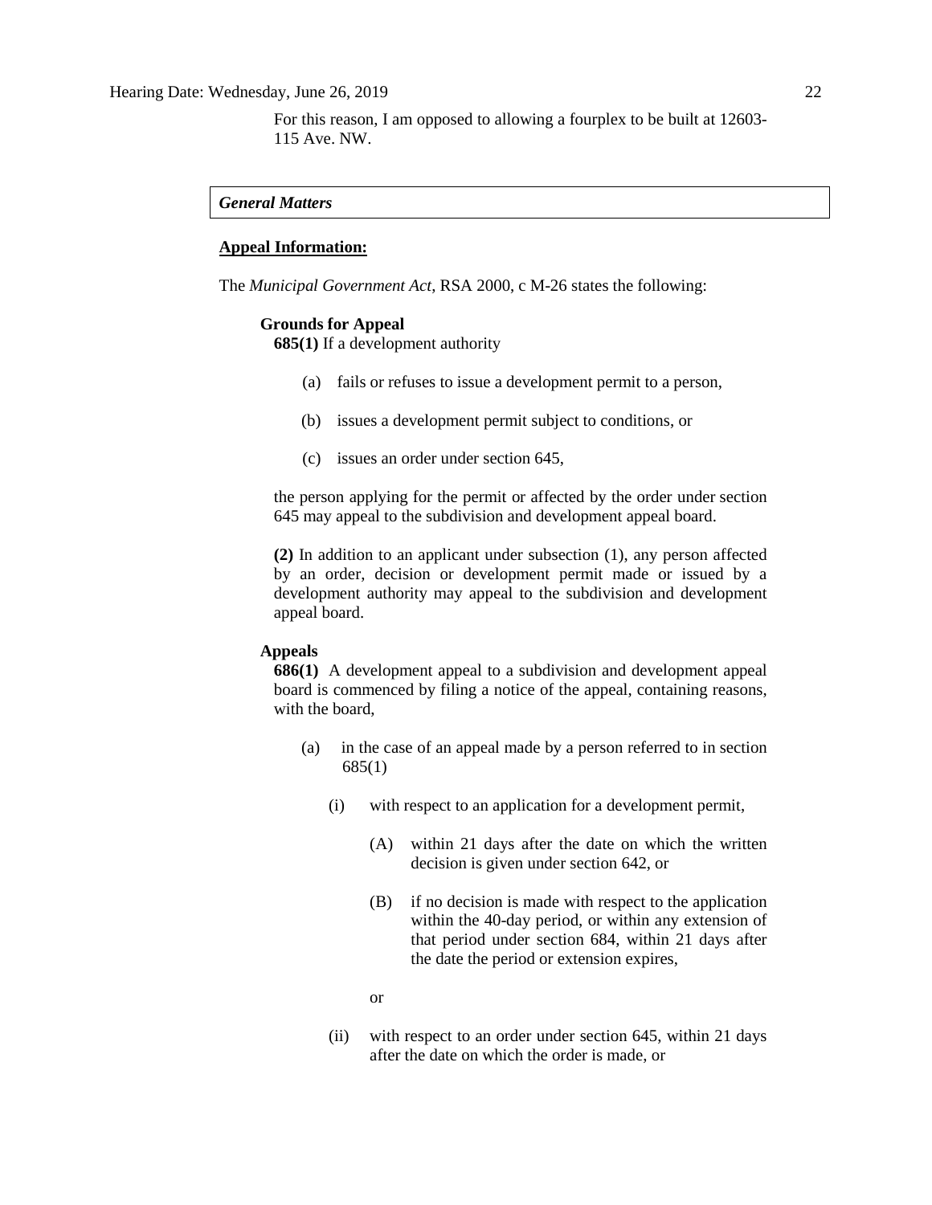For this reason, I am opposed to allowing a fourplex to be built at 12603-115 Ave. NW.

*General Matters*

**Appeal Information:**

The *Municipal Government Act*, RSA 2000, c M-26 states the following:

**Grounds for Appeal**

**685(1)** If a development authority

(a) fails or refuses to issue a development permit to a person,

(b) issues a development permit subject to conditions, or

(c) issues an order under section 645,

the person applying for the permit or affected by the order under section 645 may appeal to the subdivision and development appeal board.

**(2)** In addition to an applicant under subsection (1), any person affected by an order, decision or development permit made or issued by a development authority may appeal to the subdivision and development appeal board.

**Appeals**

**686(1)** A development appeal to a subdivision and development appeal board is commenced by filing a notice of the appeal, containing reasons, with the board,

(a) in the case of an appeal made by a person referred to in section 685(1)

(i) with respect to an application for a development permit,

(A) within 21 days after the date on which the written decision is given under section 642, or

(B) if no decision is made with respect to the application within the 40-day period, or within any extension of that period under section 684, within 21 days after the date the period or extension expires,

or

(ii) with respect to an order under section 645, within 21 days after the date on which the order is made, or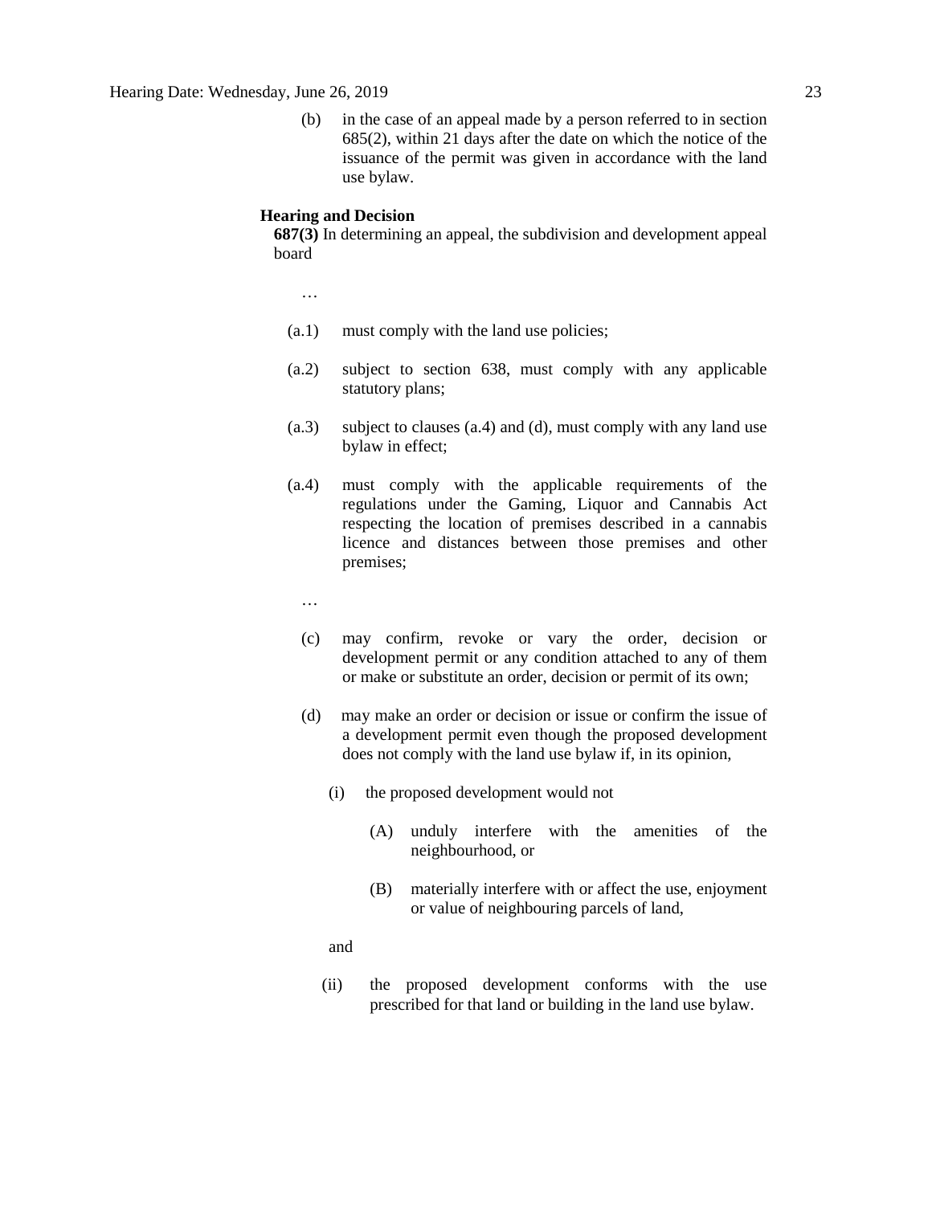(b) in the case of an appeal made by a person referred to in section 685(2), within 21 days after the date on which the notice of the issuance of the permit was given in accordance with the land use bylaw.

**Hearing and Decision**

**687(3)** In determining an appeal, the subdivision and development appeal board

…

(a.1) must comply with the land use policies;

(a.2) subject to section 638, must comply with any applicable statutory plans;

(a.3) subject to clauses (a.4) and (d), must comply with any land use bylaw in effect;

(a.4) must comply with the applicable requirements of the regulations under the Gaming, Liquor and Cannabis Act respecting the location of premises described in a cannabis licence and distances between those premises and other premises;

…

(c) may confirm, revoke or vary the order, decision or development permit or any condition attached to any of them or make or substitute an order, decision or permit of its own;

(d) may make an order or decision or issue or confirm the issue of a development permit even though the proposed development does not comply with the land use bylaw if, in its opinion,

(i) the proposed development would not

(A) unduly interfere with the amenities of the neighbourhood, or

(B) materially interfere with or affect the use, enjoyment or value of neighbouring parcels of land,

and

(ii) the proposed development conforms with the use prescribed for that land or building in the land use bylaw.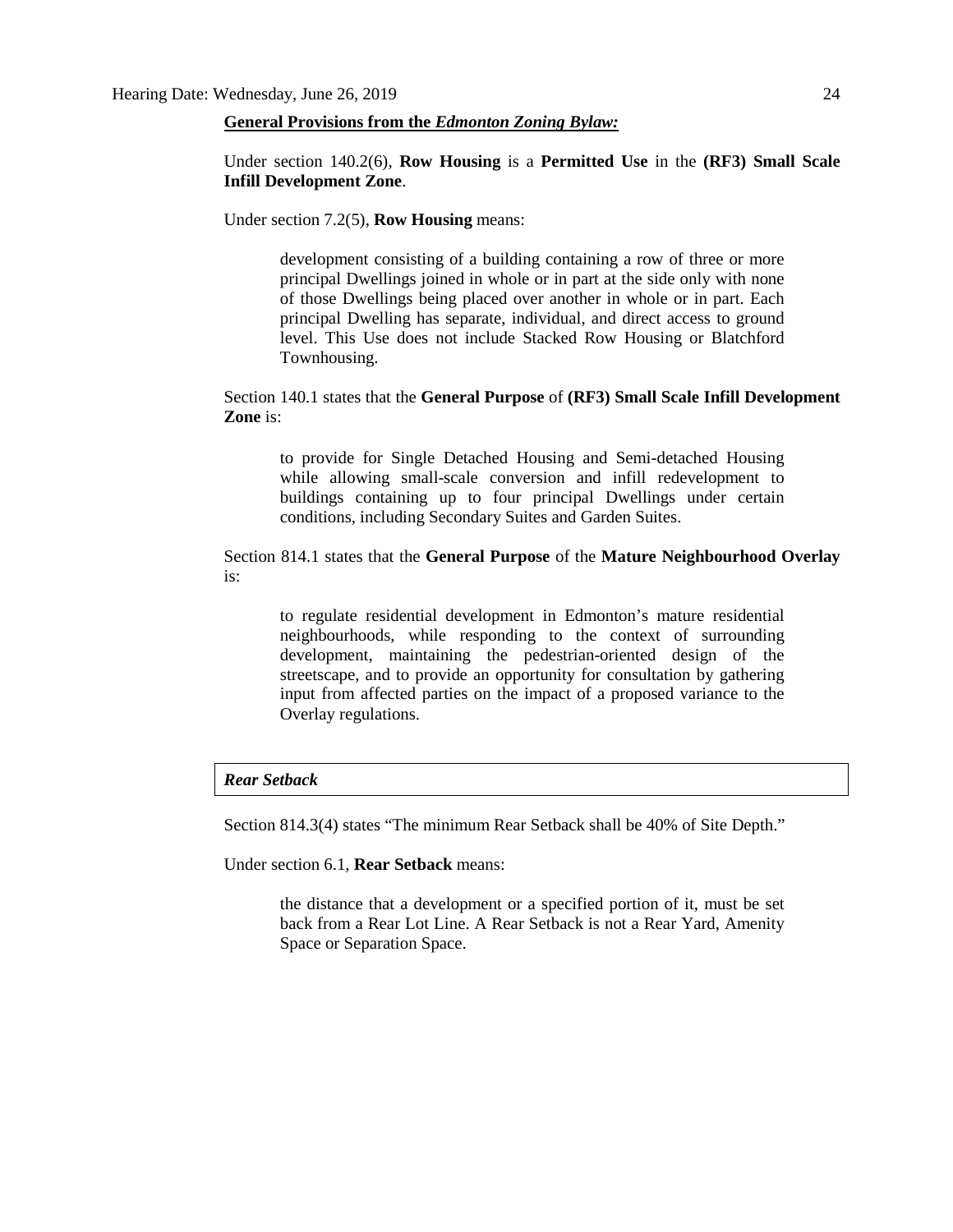**General Provisions from the *Edmonton Zoning Bylaw:***

Under section 140.2(6), **Row Housing** is a **Permitted Use** in the **(RF3) Small Scale Infill Development Zone**.

Under section 7.2(5), **Row Housing** means:

> development consisting of a building containing a row of three or more principal Dwellings joined in whole or in part at the side only with none of those Dwellings being placed over another in whole or in part. Each principal Dwelling has separate, individual, and direct access to ground level. This Use does not include Stacked Row Housing or Blatchford Townhousing.

Section 140.1 states that the **General Purpose** of **(RF3) Small Scale Infill Development Zone** is:

> to provide for Single Detached Housing and Semi-detached Housing while allowing small-scale conversion and infill redevelopment to buildings containing up to four principal Dwellings under certain conditions, including Secondary Suites and Garden Suites.

Section 814.1 states that the **General Purpose** of the **Mature Neighbourhood Overlay** is:

> to regulate residential development in Edmonton's mature residential neighbourhoods, while responding to the context of surrounding development, maintaining the pedestrian-oriented design of the streetscape, and to provide an opportunity for consultation by gathering input from affected parties on the impact of a proposed variance to the Overlay regulations.

***Rear Setback***

Section 814.3(4) states "The minimum Rear Setback shall be 40% of Site Depth."

Under section 6.1, **Rear Setback** means:

> the distance that a development or a specified portion of it, must be set back from a Rear Lot Line. A Rear Setback is not a Rear Yard, Amenity Space or Separation Space.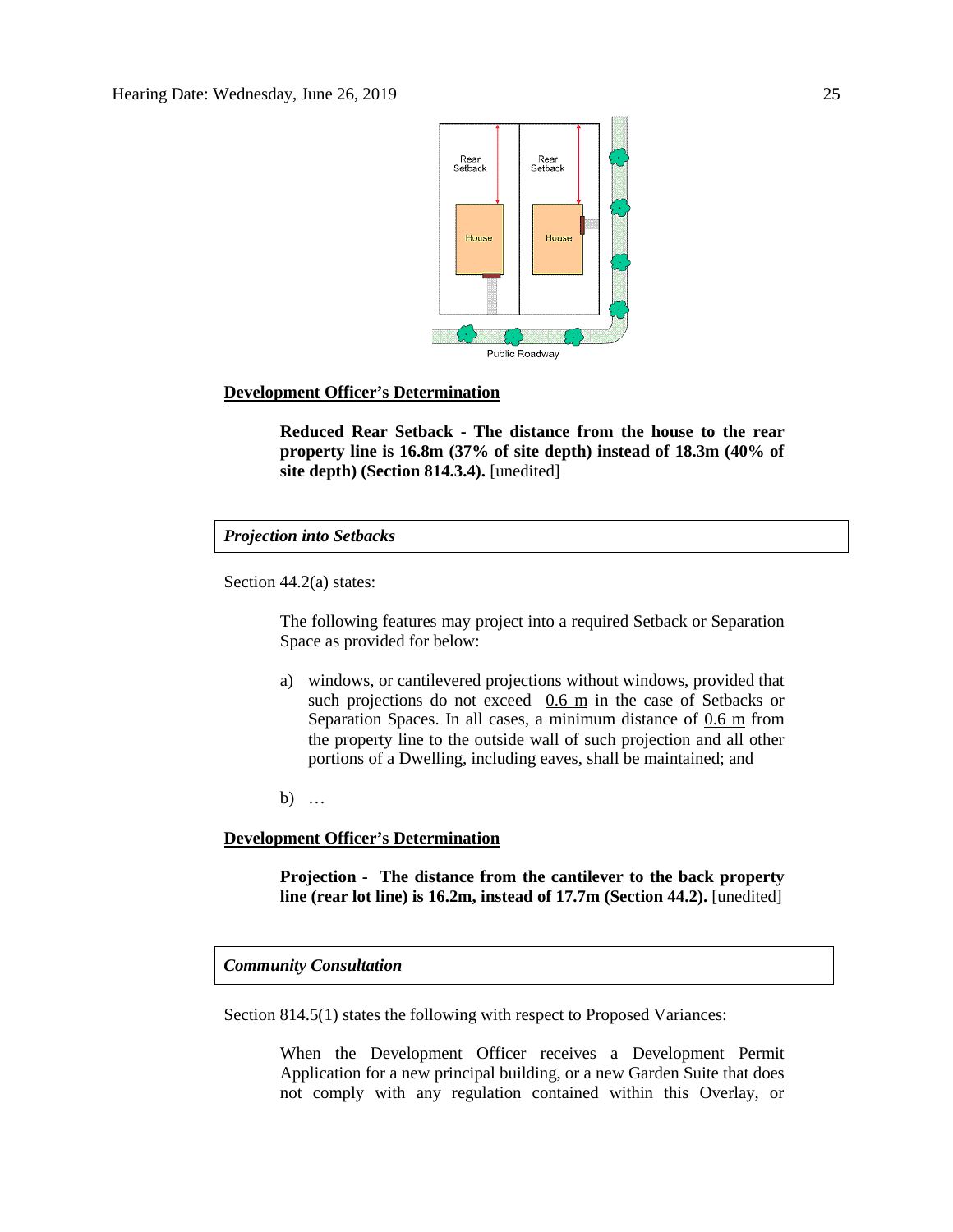Rear Setback

Rear Setback

House

House

Public Roadway

**Development Officer's Determination**

> **Reduced Rear Setback - The distance from the house to the rear property line is 16.8m (37% of site depth) instead of 18.3m (40% of site depth) (Section 814.3.4).** [unedited]

***Projection into Setbacks***

Section 44.2(a) states:

> The following features may project into a required Setback or Separation Space as provided for below:
>
> a) windows, or cantilevered projections without windows, provided that such projections do not exceed 0.6 m in the case of Setbacks or Separation Spaces. In all cases, a minimum distance of 0.6 m from the property line to the outside wall of such projection and all other portions of a Dwelling, including eaves, shall be maintained; and
>
> b) …

**Development Officer's Determination**

> **Projection - The distance from the cantilever to the back property line (rear lot line) is 16.2m, instead of 17.7m (Section 44.2).** [unedited]

***Community Consultation***

Section 814.5(1) states the following with respect to Proposed Variances:

> When the Development Officer receives a Development Permit Application for a new principal building, or a new Garden Suite that does not comply with any regulation contained within this Overlay, or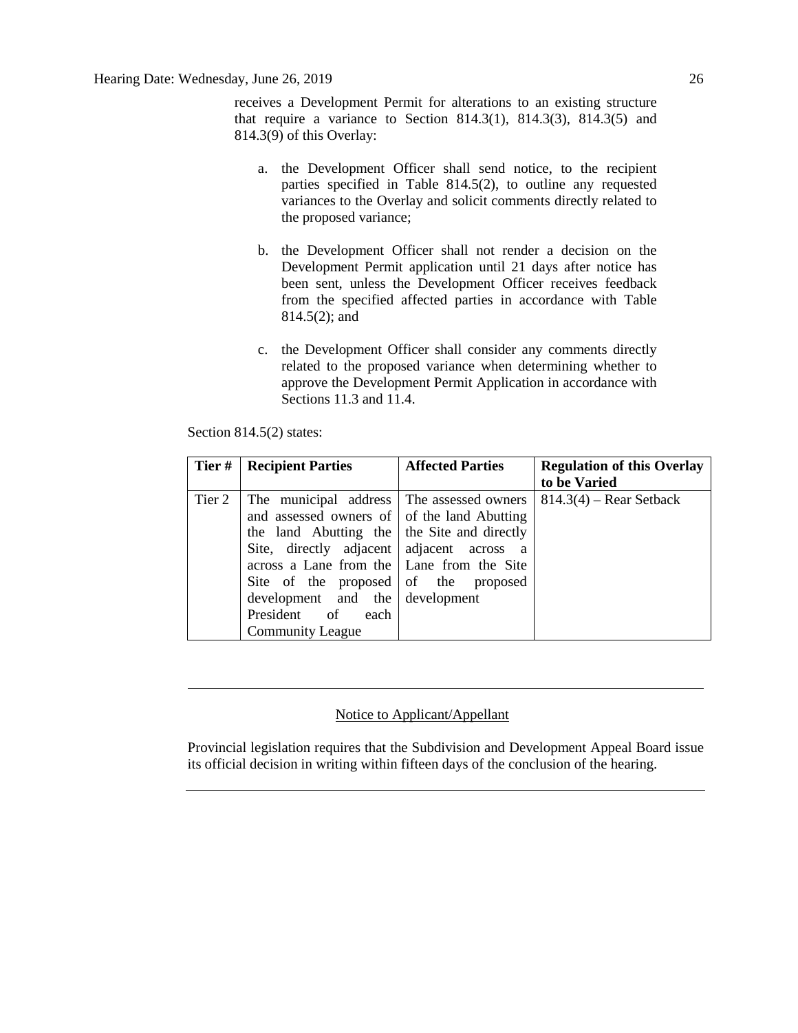receives a Development Permit for alterations to an existing structure that require a variance to Section 814.3(1), 814.3(3), 814.3(5) and 814.3(9) of this Overlay:

a. the Development Officer shall send notice, to the recipient parties specified in Table 814.5(2), to outline any requested variances to the Overlay and solicit comments directly related to the proposed variance;

b. the Development Officer shall not render a decision on the Development Permit application until 21 days after notice has been sent, unless the Development Officer receives feedback from the specified affected parties in accordance with Table 814.5(2); and

c. the Development Officer shall consider any comments directly related to the proposed variance when determining whether to approve the Development Permit Application in accordance with Sections 11.3 and 11.4.

Section 814.5(2) states:

| Tier # | Recipient Parties | Affected Parties | Regulation of this Overlay to be Varied |
|---|---|---|---|
| Tier 2 | The municipal address and assessed owners of the land Abutting the Site, directly adjacent across a Lane from the Site of the proposed development and the President of each Community League | The assessed owners of the land Abutting the Site and directly adjacent across a Lane from the Site of the proposed development | 814.3(4) – Rear Setback |

---

Notice to Applicant/Appellant

Provincial legislation requires that the Subdivision and Development Appeal Board issue its official decision in writing within fifteen days of the conclusion of the hearing.

---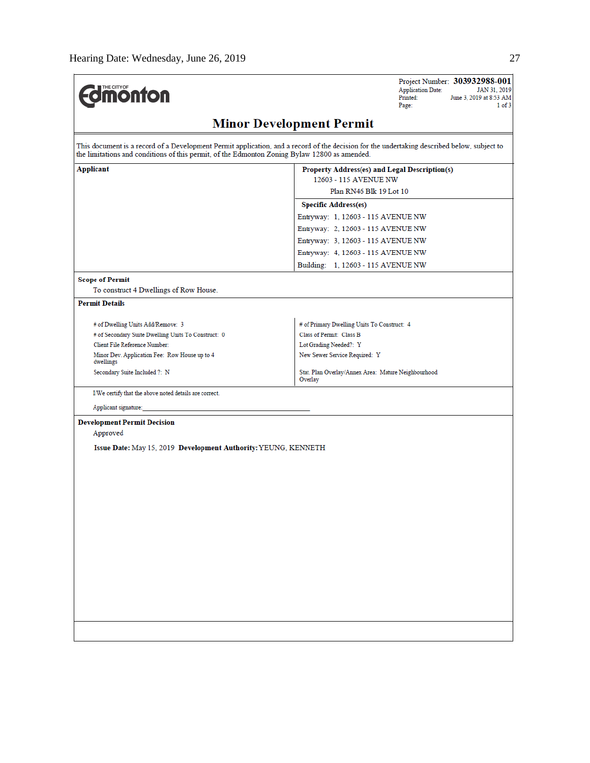THE CITY OF Edmonton

Project Number: **303932988-001**
Application Date: JAN 31, 2019
Printed: June 3, 2019 at 8:53 AM
Page: 1 of 3

# Minor Development Permit

This document is a record of a Development Permit application, and a record of the decision for the undertaking described below, subject to the limitations and conditions of this permit, of the Edmonton Zoning Bylaw 12800 as amended.

| **Applicant** | **Property Address(es) and Legal Description(s)** |
|---|---|
| | 12603 - 115 AVENUE NW<br>Plan RN46 Blk 19 Lot 10 |
| | **Specific Address(es)** |
| | Entryway: 1, 12603 - 115 AVENUE NW |
| | Entryway: 2, 12603 - 115 AVENUE NW |
| | Entryway: 3, 12603 - 115 AVENUE NW |
| | Entryway: 4, 12603 - 115 AVENUE NW |
| | Building: 1, 12603 - 115 AVENUE NW |

**Scope of Permit**

To construct 4 Dwellings of Row House.

**Permit Details**

| | |
|---|---|
| # of Dwelling Units Add/Remove: 3 | # of Primary Dwelling Units To Construct: 4 |
| # of Secondary Suite Dwelling Units To Construct: 0 | Class of Permit: Class B |
| Client File Reference Number: | Lot Grading Needed?: Y |
| Minor Dev. Application Fee: Row House up to 4 dwellings | New Sewer Service Required: Y |
| Secondary Suite Included ?: N | Stat. Plan Overlay/Annex Area: Mature Neighbourhood Overlay |

I/We certify that the above noted details are correct.

Applicant signature:______________________________

**Development Permit Decision**

Approved

**Issue Date:** May 15, 2019 **Development Authority:** YEUNG, KENNETH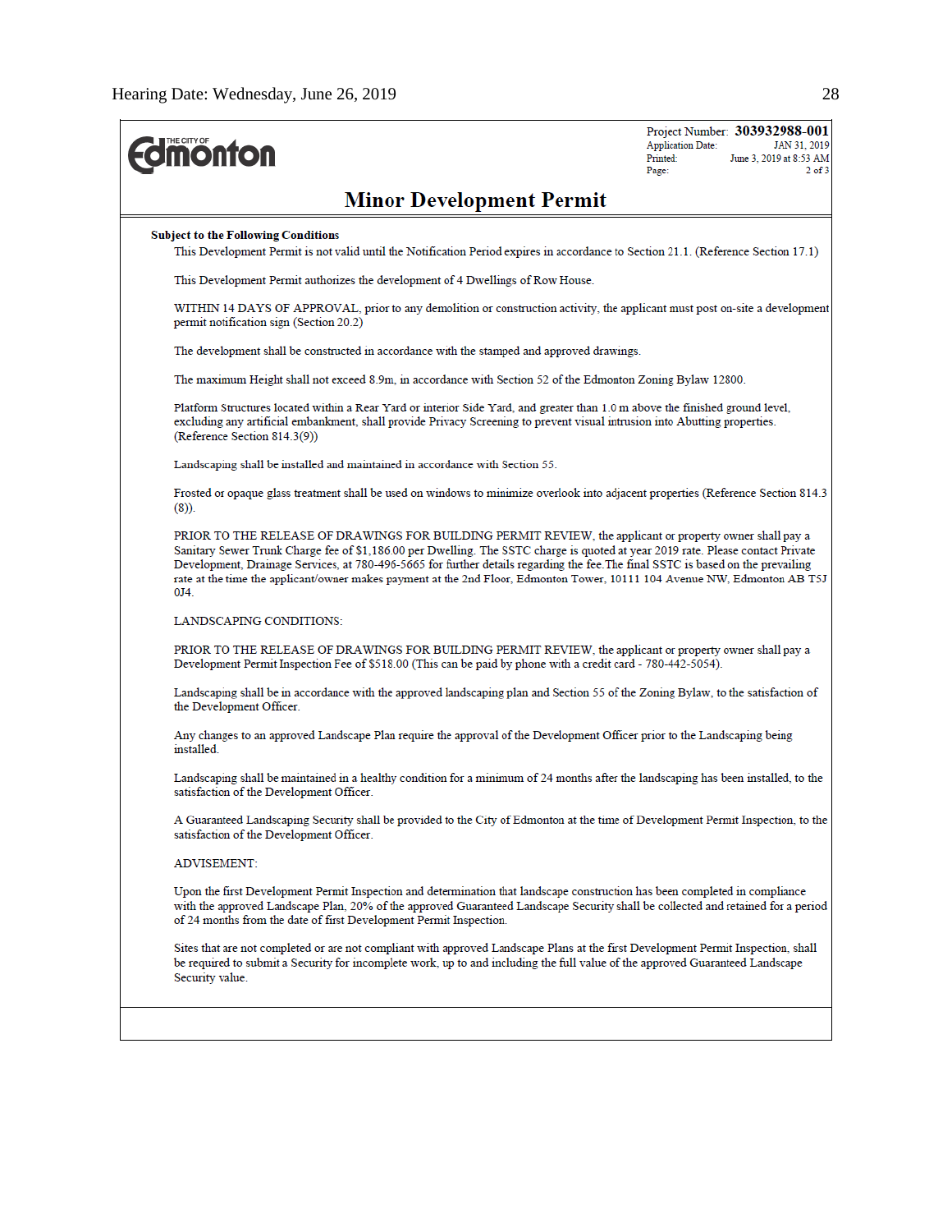The City of Edmonton

Project Number: **303932988-001**
Application Date: JAN 31, 2019
Printed: June 3, 2019 at 8:53 AM
Page: 2 of 3

## Minor Development Permit

**Subject to the Following Conditions**

This Development Permit is not valid until the Notification Period expires in accordance to Section 21.1. (Reference Section 17.1)

This Development Permit authorizes the development of 4 Dwellings of Row House.

WITHIN 14 DAYS OF APPROVAL, prior to any demolition or construction activity, the applicant must post on-site a development permit notification sign (Section 20.2)

The development shall be constructed in accordance with the stamped and approved drawings.

The maximum Height shall not exceed 8.9m, in accordance with Section 52 of the Edmonton Zoning Bylaw 12800.

Platform Structures located within a Rear Yard or interior Side Yard, and greater than 1.0 m above the finished ground level, excluding any artificial embankment, shall provide Privacy Screening to prevent visual intrusion into Abutting properties. (Reference Section 814.3(9))

Landscaping shall be installed and maintained in accordance with Section 55.

Frosted or opaque glass treatment shall be used on windows to minimize overlook into adjacent properties (Reference Section 814.3 (8)).

PRIOR TO THE RELEASE OF DRAWINGS FOR BUILDING PERMIT REVIEW, the applicant or property owner shall pay a Sanitary Sewer Trunk Charge fee of $1,186.00 per Dwelling. The SSTC charge is quoted at year 2019 rate. Please contact Private Development, Drainage Services, at 780-496-5665 for further details regarding the fee.The final SSTC is based on the prevailing rate at the time the applicant/owner makes payment at the 2nd Floor, Edmonton Tower, 10111 104 Avenue NW, Edmonton AB T5J 0J4.

LANDSCAPING CONDITIONS:

PRIOR TO THE RELEASE OF DRAWINGS FOR BUILDING PERMIT REVIEW, the applicant or property owner shall pay a Development Permit Inspection Fee of $518.00 (This can be paid by phone with a credit card - 780-442-5054).

Landscaping shall be in accordance with the approved landscaping plan and Section 55 of the Zoning Bylaw, to the satisfaction of the Development Officer.

Any changes to an approved Landscape Plan require the approval of the Development Officer prior to the Landscaping being installed.

Landscaping shall be maintained in a healthy condition for a minimum of 24 months after the landscaping has been installed, to the satisfaction of the Development Officer.

A Guaranteed Landscaping Security shall be provided to the City of Edmonton at the time of Development Permit Inspection, to the satisfaction of the Development Officer.

ADVISEMENT:

Upon the first Development Permit Inspection and determination that landscape construction has been completed in compliance with the approved Landscape Plan, 20% of the approved Guaranteed Landscape Security shall be collected and retained for a period of 24 months from the date of first Development Permit Inspection.

Sites that are not completed or are not compliant with approved Landscape Plans at the first Development Permit Inspection, shall be required to submit a Security for incomplete work, up to and including the full value of the approved Guaranteed Landscape Security value.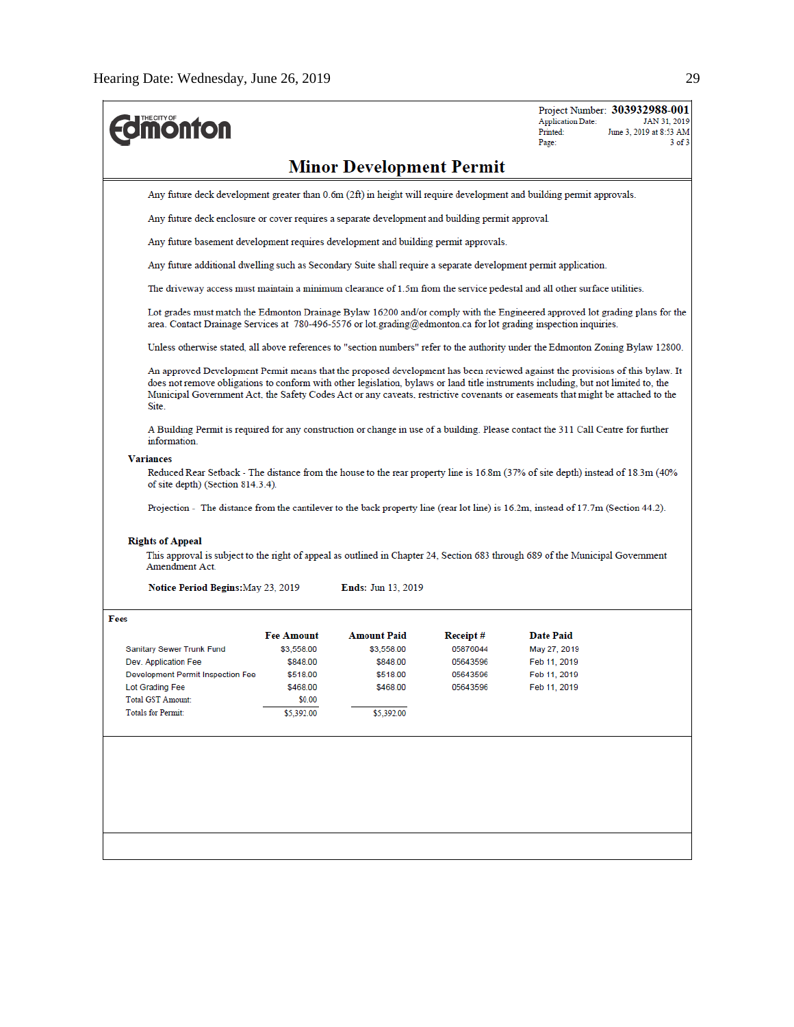**Edmonton**

Project Number: **303932988-001**
Application Date: JAN 31, 2019
Printed: June 3, 2019 at 8:53 AM
Page: 3 of 3

# Minor Development Permit

Any future deck development greater than 0.6m (2ft) in height will require development and building permit approvals.

Any future deck enclosure or cover requires a separate development and building permit approval.

Any future basement development requires development and building permit approvals.

Any future additional dwelling such as Secondary Suite shall require a separate development permit application.

The driveway access must maintain a minimum clearance of 1.5m from the service pedestal and all other surface utilities.

Lot grades must match the Edmonton Drainage Bylaw 16200 and/or comply with the Engineered approved lot grading plans for the area. Contact Drainage Services at 780-496-5576 or lot.grading@edmonton.ca for lot grading inspection inquiries.

Unless otherwise stated, all above references to "section numbers" refer to the authority under the Edmonton Zoning Bylaw 12800.

An approved Development Permit means that the proposed development has been reviewed against the provisions of this bylaw. It does not remove obligations to conform with other legislation, bylaws or land title instruments including, but not limited to, the Municipal Government Act, the Safety Codes Act or any caveats, restrictive covenants or easements that might be attached to the Site.

A Building Permit is required for any construction or change in use of a building. Please contact the 311 Call Centre for further information.

**Variances**

Reduced Rear Setback - The distance from the house to the rear property line is 16.8m (37% of site depth) instead of 18.3m (40% of site depth) (Section 814.3.4).

Projection - The distance from the cantilever to the back property line (rear lot line) is 16.2m, instead of 17.7m (Section 44.2).

**Rights of Appeal**

This approval is subject to the right of appeal as outlined in Chapter 24, Section 683 through 689 of the Municipal Government Amendment Act.

**Notice Period Begins:** May 23, 2019 **Ends:** Jun 13, 2019

**Fees**

| | Fee Amount | Amount Paid | Receipt # | Date Paid |
|---|---|---|---|---|
| Sanitary Sewer Trunk Fund | $3,558.00 | $3,558.00 | 05876044 | May 27, 2019 |
| Dev. Application Fee | $848.00 | $848.00 | 05643596 | Feb 11, 2019 |
| Development Permit Inspection Fee | $518.00 | $518.00 | 05643596 | Feb 11, 2019 |
| Lot Grading Fee | $468.00 | $468.00 | 05643596 | Feb 11, 2019 |
| Total GST Amount: | $0.00 | | | |
| Totals for Permit: | $5,392.00 | $5,392.00 | | |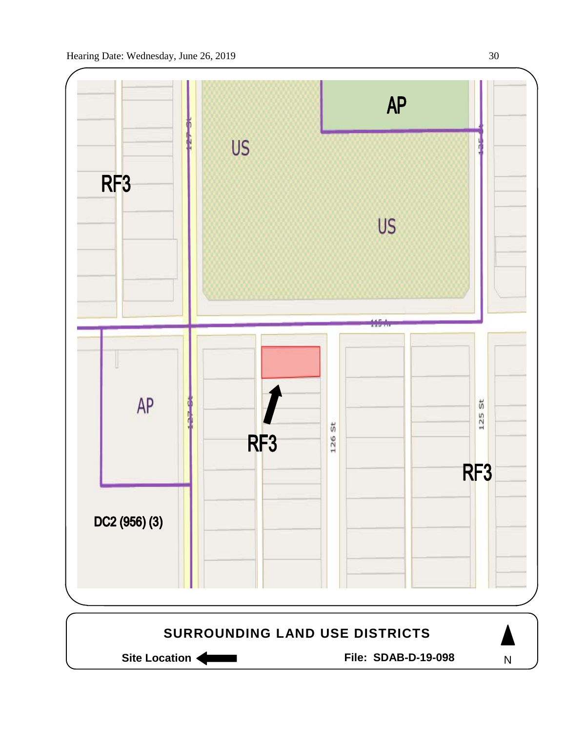RF3

US

AP

US

127 St

125 St

115 Av

AP

RF3

126 St

RF3

DC2 (956) (3)

**SURROUNDING LAND USE DISTRICTS**

**Site Location**

**File: SDAB-D-19-098**

N